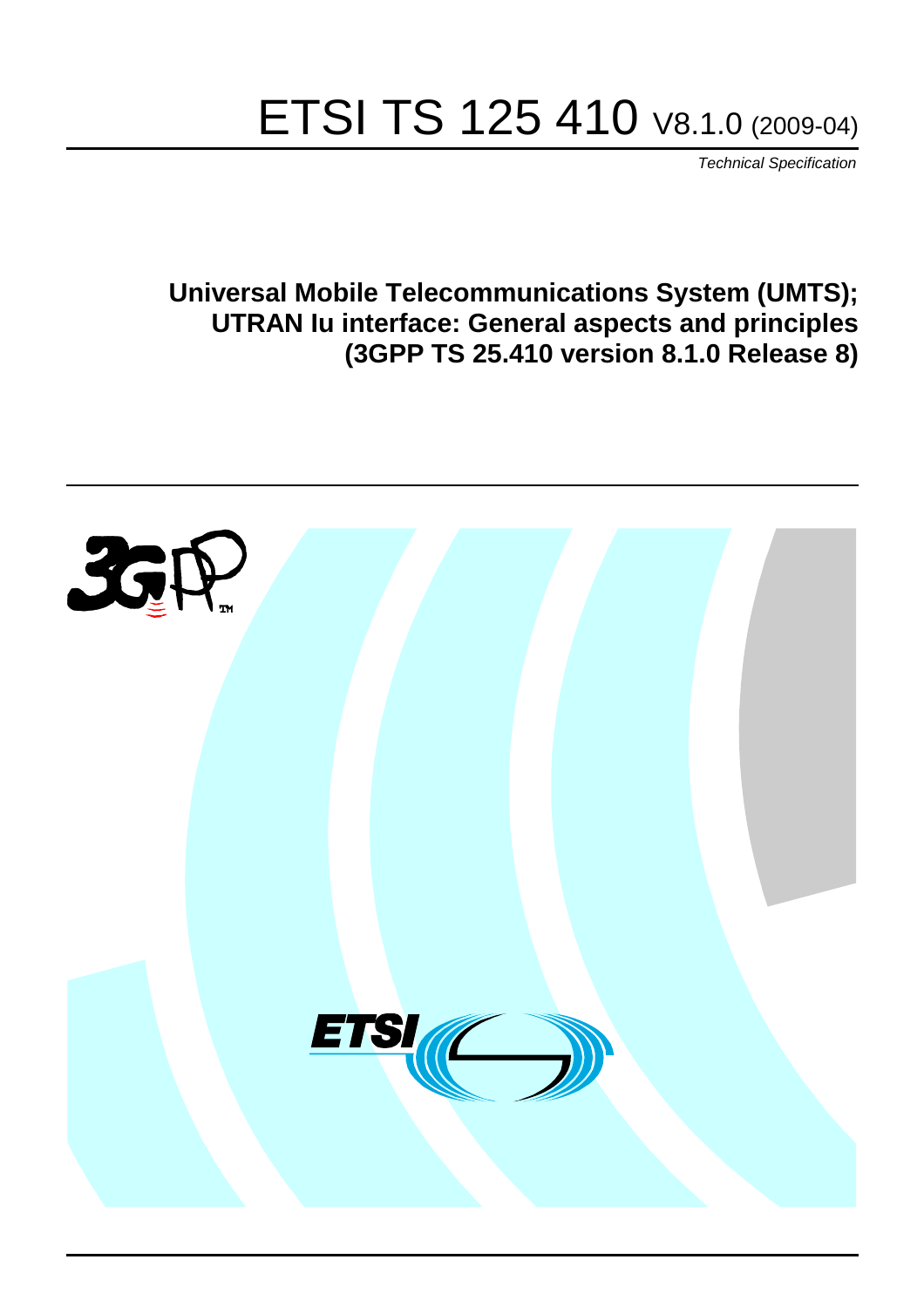# ETSI TS 125 410 V8.1.0 (2009-04)

*Technical Specification*

**Universal Mobile Telecommunications System (UMTS); UTRAN Iu interface: General aspects and principles (3GPP TS 25.410 version 8.1.0 Release 8)**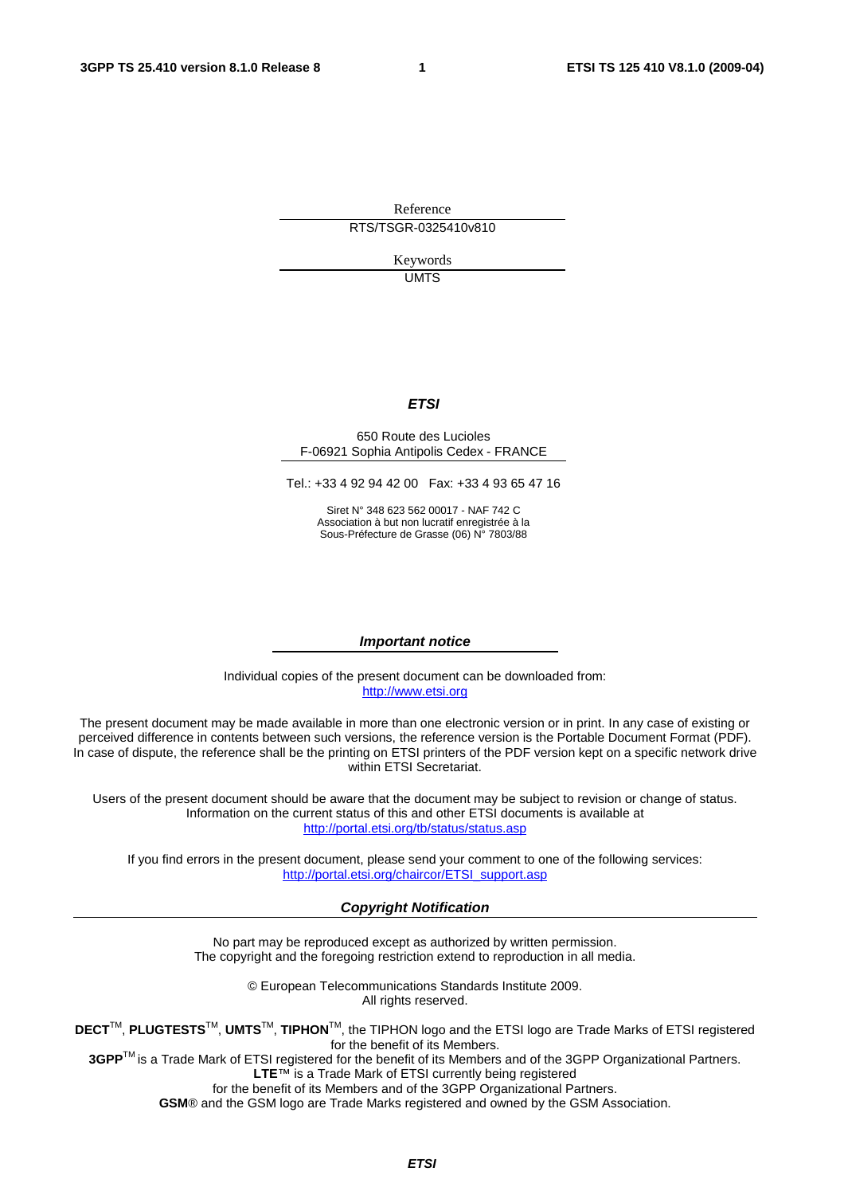Reference

RTS/TSGR-0325410v810

Keywords

UMTS

***ETSI***

650 Route des Lucioles
F-06921 Sophia Antipolis Cedex - FRANCE

Tel.: +33 4 92 94 42 00   Fax: +33 4 93 65 47 16

Siret N° 348 623 562 00017 - NAF 742 C
Association à but non lucratif enregistrée à la
Sous-Préfecture de Grasse (06) N° 7803/88

***Important notice***

Individual copies of the present document can be downloaded from:
http://www.etsi.org

The present document may be made available in more than one electronic version or in print. In any case of existing or perceived difference in contents between such versions, the reference version is the Portable Document Format (PDF). In case of dispute, the reference shall be the printing on ETSI printers of the PDF version kept on a specific network drive within ETSI Secretariat.

Users of the present document should be aware that the document may be subject to revision or change of status. Information on the current status of this and other ETSI documents is available at
http://portal.etsi.org/tb/status/status.asp

If you find errors in the present document, please send your comment to one of the following services:
http://portal.etsi.org/chaircor/ETSI_support.asp

***Copyright Notification***

No part may be reproduced except as authorized by written permission.
The copyright and the foregoing restriction extend to reproduction in all media.

© European Telecommunications Standards Institute 2009.
All rights reserved.

**DECT**™, **PLUGTESTS**™, **UMTS**™, **TIPHON**™, the TIPHON logo and the ETSI logo are Trade Marks of ETSI registered for the benefit of its Members.
**3GPP**™ is a Trade Mark of ETSI registered for the benefit of its Members and of the 3GPP Organizational Partners.
**LTE**™ is a Trade Mark of ETSI currently being registered
for the benefit of its Members and of the 3GPP Organizational Partners.
**GSM**® and the GSM logo are Trade Marks registered and owned by the GSM Association.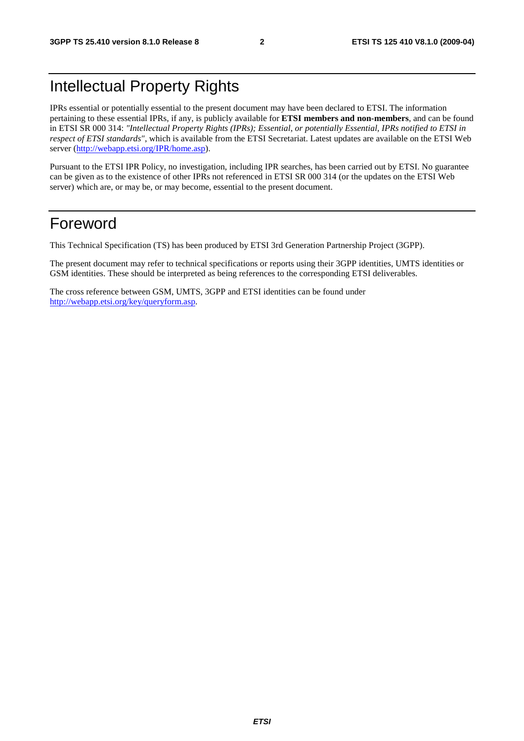# Intellectual Property Rights

IPRs essential or potentially essential to the present document may have been declared to ETSI. The information pertaining to these essential IPRs, if any, is publicly available for **ETSI members and non-members**, and can be found in ETSI SR 000 314: *"Intellectual Property Rights (IPRs); Essential, or potentially Essential, IPRs notified to ETSI in respect of ETSI standards"*, which is available from the ETSI Secretariat. Latest updates are available on the ETSI Web server (http://webapp.etsi.org/IPR/home.asp).

Pursuant to the ETSI IPR Policy, no investigation, including IPR searches, has been carried out by ETSI. No guarantee can be given as to the existence of other IPRs not referenced in ETSI SR 000 314 (or the updates on the ETSI Web server) which are, or may be, or may become, essential to the present document.

# Foreword

This Technical Specification (TS) has been produced by ETSI 3rd Generation Partnership Project (3GPP).

The present document may refer to technical specifications or reports using their 3GPP identities, UMTS identities or GSM identities. These should be interpreted as being references to the corresponding ETSI deliverables.

The cross reference between GSM, UMTS, 3GPP and ETSI identities can be found under http://webapp.etsi.org/key/queryform.asp.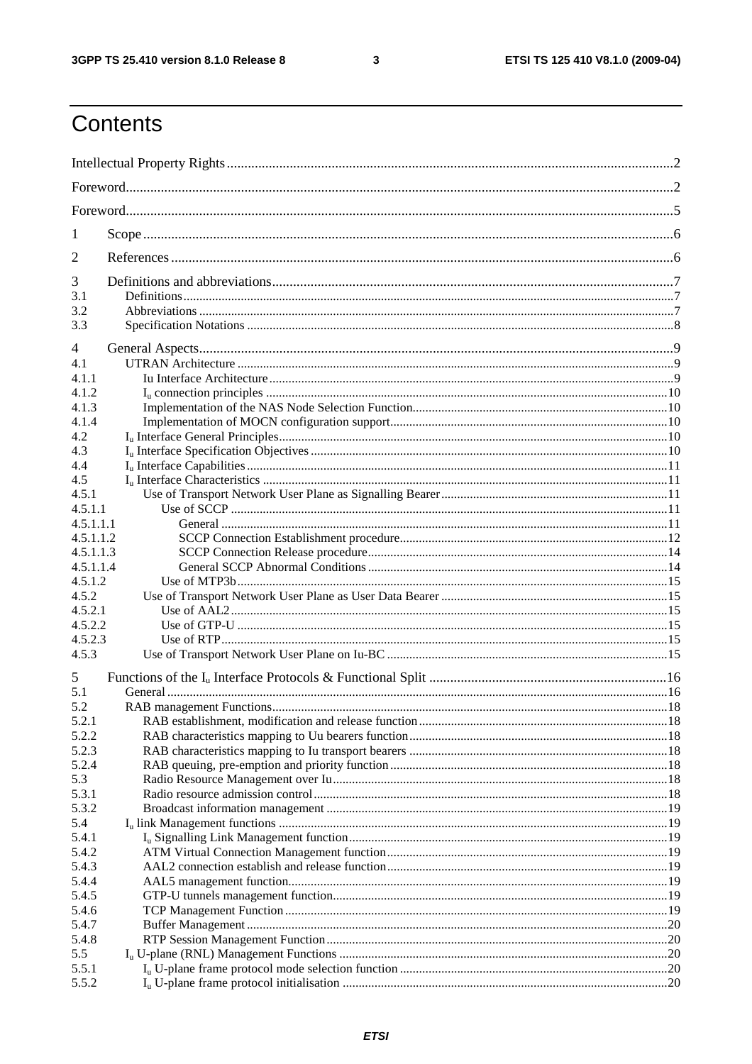# Contents

Intellectual Property Rights ..... 2

Foreword ..... 2

Foreword ..... 5

1 Scope ..... 6

2 References ..... 6

3 Definitions and abbreviations ..... 7
- 3.1 Definitions ..... 7
- 3.2 Abbreviations ..... 7
- 3.3 Specification Notations ..... 8

4 General Aspects ..... 9
- 4.1 UTRAN Architecture ..... 9
- 4.1.1 Iu Interface Architecture ..... 9
- 4.1.2 $I_u$ connection principles ..... 10
- 4.1.3 Implementation of the NAS Node Selection Function ..... 10
- 4.1.4 Implementation of MOCN configuration support ..... 10
- 4.2 $I_u$ Interface General Principles ..... 10
- 4.3 $I_u$ Interface Specification Objectives ..... 10
- 4.4 $I_u$ Interface Capabilities ..... 11
- 4.5 $I_u$ Interface Characteristics ..... 11
- 4.5.1 Use of Transport Network User Plane as Signalling Bearer ..... 11
- 4.5.1.1 Use of SCCP ..... 11
- 4.5.1.1.1 General ..... 11
- 4.5.1.1.2 SCCP Connection Establishment procedure ..... 12
- 4.5.1.1.3 SCCP Connection Release procedure ..... 14
- 4.5.1.1.4 General SCCP Abnormal Conditions ..... 14
- 4.5.1.2 Use of MTP3b ..... 15
- 4.5.2 Use of Transport Network User Plane as User Data Bearer ..... 15
- 4.5.2.1 Use of AAL2 ..... 15
- 4.5.2.2 Use of GTP-U ..... 15
- 4.5.2.3 Use of RTP ..... 15
- 4.5.3 Use of Transport Network User Plane on Iu-BC ..... 15

5 Functions of the $I_u$ Interface Protocols & Functional Split ..... 16
- 5.1 General ..... 16
- 5.2 RAB management Functions ..... 18
- 5.2.1 RAB establishment, modification and release function ..... 18
- 5.2.2 RAB characteristics mapping to Uu bearers function ..... 18
- 5.2.3 RAB characteristics mapping to Iu transport bearers ..... 18
- 5.2.4 RAB queuing, pre-emption and priority function ..... 18
- 5.3 Radio Resource Management over Iu ..... 18
- 5.3.1 Radio resource admission control ..... 18
- 5.3.2 Broadcast information management ..... 19
- 5.4 $I_u$ link Management functions ..... 19
- 5.4.1 $I_u$ Signalling Link Management function ..... 19
- 5.4.2 ATM Virtual Connection Management function ..... 19
- 5.4.3 AAL2 connection establish and release function ..... 19
- 5.4.4 AAL5 management function ..... 19
- 5.4.5 GTP-U tunnels management function ..... 19
- 5.4.6 TCP Management Function ..... 19
- 5.4.7 Buffer Management ..... 20
- 5.4.8 RTP Session Management Function ..... 20
- 5.5 $I_u$ U-plane (RNL) Management Functions ..... 20
- 5.5.1 $I_u$ U-plane frame protocol mode selection function ..... 20
- 5.5.2 $I_u$ U-plane frame protocol initialisation ..... 20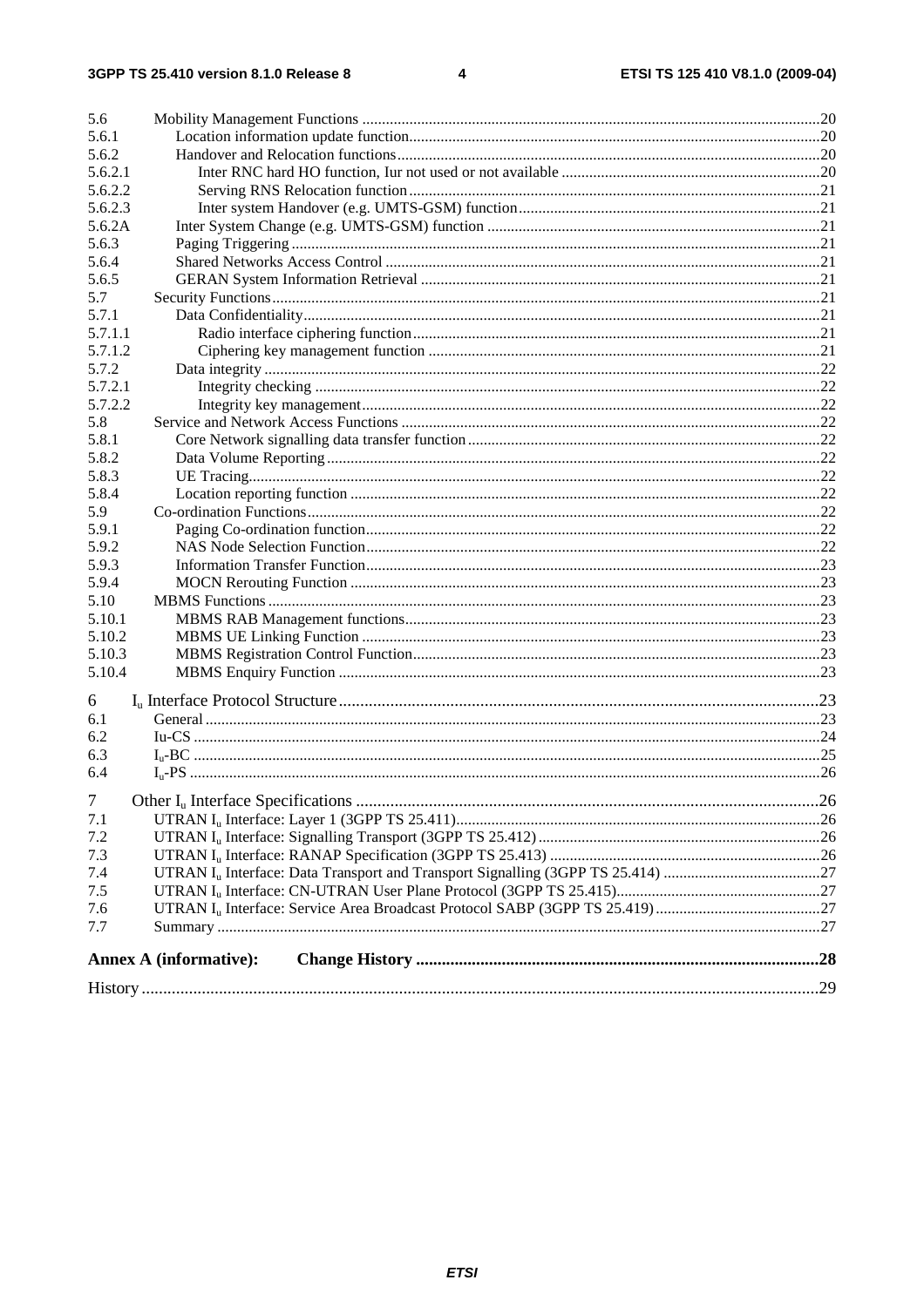5.6 Mobility Management Functions .....20
5.6.1 Location information update function.....20
5.6.2 Handover and Relocation functions.....20
5.6.2.1 Inter RNC hard HO function, Iur not used or not available .....20
5.6.2.2 Serving RNS Relocation function.....21
5.6.2.3 Inter system Handover (e.g. UMTS-GSM) function.....21
5.6.2A Inter System Change (e.g. UMTS-GSM) function .....21
5.6.3 Paging Triggering .....21
5.6.4 Shared Networks Access Control .....21
5.6.5 GERAN System Information Retrieval .....21
5.7 Security Functions.....21
5.7.1 Data Confidentiality.....21
5.7.1.1 Radio interface ciphering function.....21
5.7.1.2 Ciphering key management function .....21
5.7.2 Data integrity .....22
5.7.2.1 Integrity checking .....22
5.7.2.2 Integrity key management.....22
5.8 Service and Network Access Functions .....22
5.8.1 Core Network signalling data transfer function.....22
5.8.2 Data Volume Reporting.....22
5.8.3 UE Tracing.....22
5.8.4 Location reporting function .....22
5.9 Co-ordination Functions.....22
5.9.1 Paging Co-ordination function.....22
5.9.2 NAS Node Selection Function.....22
5.9.3 Information Transfer Function.....23
5.9.4 MOCN Rerouting Function .....23
5.10 MBMS Functions .....23
5.10.1 MBMS RAB Management functions.....23
5.10.2 MBMS UE Linking Function .....23
5.10.3 MBMS Registration Control Function.....23
5.10.4 MBMS Enquiry Function .....23

6 $I_u$ Interface Protocol Structure .....23
6.1 General .....23
6.2 Iu-CS .....24
6.3 $I_u$-BC .....25
6.4 $I_u$-PS .....26

7 Other $I_u$ Interface Specifications .....26
7.1 UTRAN $I_u$ Interface: Layer 1 (3GPP TS 25.411).....26
7.2 UTRAN $I_u$ Interface: Signalling Transport (3GPP TS 25.412).....26
7.3 UTRAN $I_u$ Interface: RANAP Specification (3GPP TS 25.413) .....26
7.4 UTRAN $I_u$ Interface: Data Transport and Transport Signalling (3GPP TS 25.414) .....27
7.5 UTRAN $I_u$ Interface: CN-UTRAN User Plane Protocol (3GPP TS 25.415).....27
7.6 UTRAN $I_u$ Interface: Service Area Broadcast Protocol SABP (3GPP TS 25.419).....27
7.7 Summary .....27

**Annex A (informative): Change History .....28**

History .....29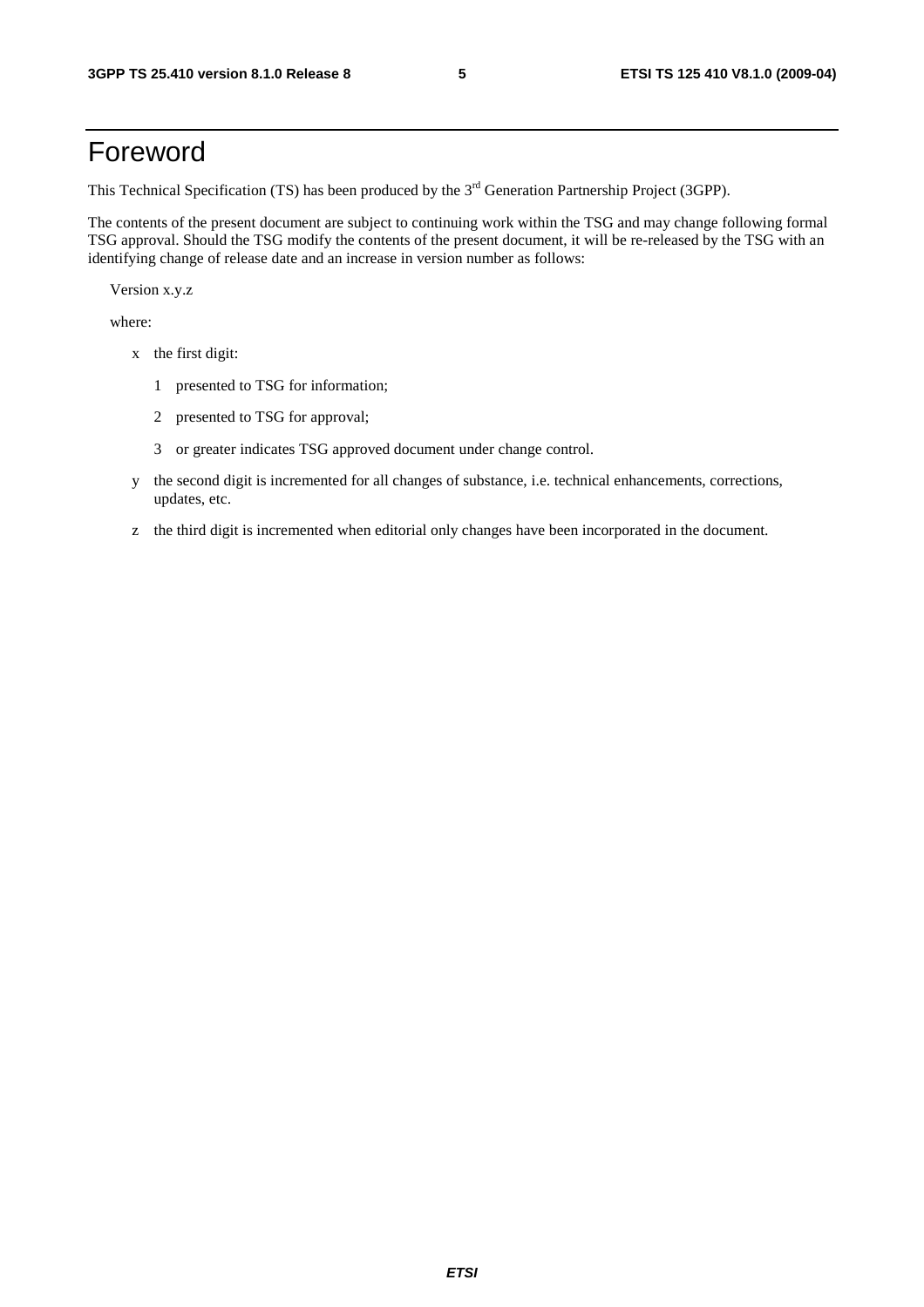# Foreword

This Technical Specification (TS) has been produced by the 3rd Generation Partnership Project (3GPP).

The contents of the present document are subject to continuing work within the TSG and may change following formal TSG approval. Should the TSG modify the contents of the present document, it will be re-released by the TSG with an identifying change of release date and an increase in version number as follows:

Version x.y.z

where:

- x the first digit:
  - 1 presented to TSG for information;
  - 2 presented to TSG for approval;
  - 3 or greater indicates TSG approved document under change control.
- y the second digit is incremented for all changes of substance, i.e. technical enhancements, corrections, updates, etc.
- z the third digit is incremented when editorial only changes have been incorporated in the document.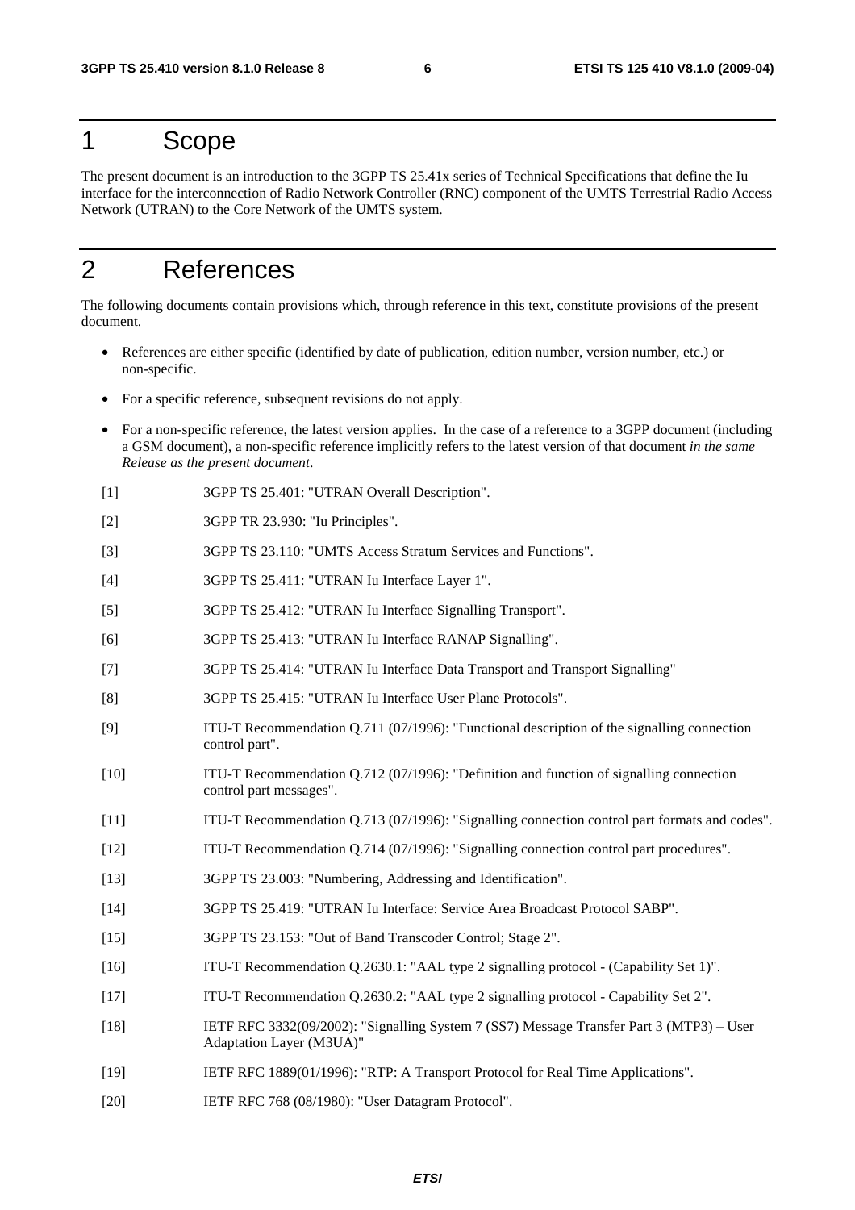# 1 Scope

The present document is an introduction to the 3GPP TS 25.41x series of Technical Specifications that define the Iu interface for the interconnection of Radio Network Controller (RNC) component of the UMTS Terrestrial Radio Access Network (UTRAN) to the Core Network of the UMTS system.

# 2 References

The following documents contain provisions which, through reference in this text, constitute provisions of the present document.

- References are either specific (identified by date of publication, edition number, version number, etc.) or non-specific.
- For a specific reference, subsequent revisions do not apply.
- For a non-specific reference, the latest version applies. In the case of a reference to a 3GPP document (including a GSM document), a non-specific reference implicitly refers to the latest version of that document *in the same Release as the present document*.

[1] 3GPP TS 25.401: "UTRAN Overall Description".

[2] 3GPP TR 23.930: "Iu Principles".

[3] 3GPP TS 23.110: "UMTS Access Stratum Services and Functions".

[4] 3GPP TS 25.411: "UTRAN Iu Interface Layer 1".

[5] 3GPP TS 25.412: "UTRAN Iu Interface Signalling Transport".

[6] 3GPP TS 25.413: "UTRAN Iu Interface RANAP Signalling".

[7] 3GPP TS 25.414: "UTRAN Iu Interface Data Transport and Transport Signalling"

[8] 3GPP TS 25.415: "UTRAN Iu Interface User Plane Protocols".

[9] ITU-T Recommendation Q.711 (07/1996): "Functional description of the signalling connection control part".

[10] ITU-T Recommendation Q.712 (07/1996): "Definition and function of signalling connection control part messages".

[11] ITU-T Recommendation Q.713 (07/1996): "Signalling connection control part formats and codes".

[12] ITU-T Recommendation Q.714 (07/1996): "Signalling connection control part procedures".

[13] 3GPP TS 23.003: "Numbering, Addressing and Identification".

[14] 3GPP TS 25.419: "UTRAN Iu Interface: Service Area Broadcast Protocol SABP".

[15] 3GPP TS 23.153: "Out of Band Transcoder Control; Stage 2".

[16] ITU-T Recommendation Q.2630.1: "AAL type 2 signalling protocol - (Capability Set 1)".

[17] ITU-T Recommendation Q.2630.2: "AAL type 2 signalling protocol - Capability Set 2".

[18] IETF RFC 3332(09/2002): "Signalling System 7 (SS7) Message Transfer Part 3 (MTP3) – User Adaptation Layer (M3UA)"

[19] IETF RFC 1889(01/1996): "RTP: A Transport Protocol for Real Time Applications".

[20] IETF RFC 768 (08/1980): "User Datagram Protocol".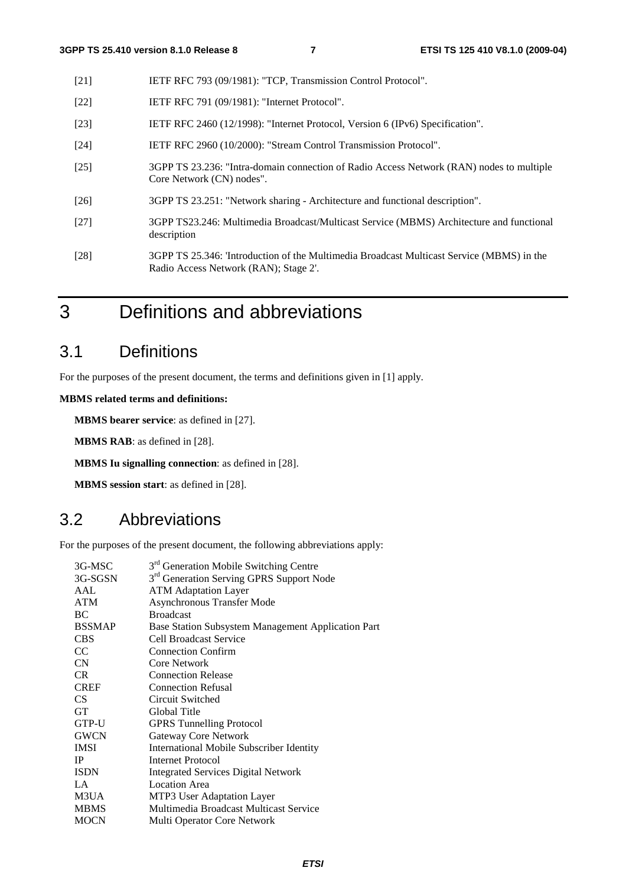[21] IETF RFC 793 (09/1981): "TCP, Transmission Control Protocol".

[22] IETF RFC 791 (09/1981): "Internet Protocol".

[23] IETF RFC 2460 (12/1998): "Internet Protocol, Version 6 (IPv6) Specification".

[24] IETF RFC 2960 (10/2000): "Stream Control Transmission Protocol".

[25] 3GPP TS 23.236: "Intra-domain connection of Radio Access Network (RAN) nodes to multiple Core Network (CN) nodes".

[26] 3GPP TS 23.251: "Network sharing - Architecture and functional description".

[27] 3GPP TS23.246: Multimedia Broadcast/Multicast Service (MBMS) Architecture and functional description

[28] 3GPP TS 25.346: 'Introduction of the Multimedia Broadcast Multicast Service (MBMS) in the Radio Access Network (RAN); Stage 2'.

# 3 Definitions and abbreviations

## 3.1 Definitions

For the purposes of the present document, the terms and definitions given in [1] apply.

**MBMS related terms and definitions:**

**MBMS bearer service**: as defined in [27].

**MBMS RAB**: as defined in [28].

**MBMS Iu signalling connection**: as defined in [28].

**MBMS session start**: as defined in [28].

## 3.2 Abbreviations

For the purposes of the present document, the following abbreviations apply:

| | |
|---|---|
| 3G-MSC | 3rd Generation Mobile Switching Centre |
| 3G-SGSN | 3rd Generation Serving GPRS Support Node |
| AAL | ATM Adaptation Layer |
| ATM | Asynchronous Transfer Mode |
| BC | Broadcast |
| BSSMAP | Base Station Subsystem Management Application Part |
| CBS | Cell Broadcast Service |
| CC | Connection Confirm |
| CN | Core Network |
| CR | Connection Release |
| CREF | Connection Refusal |
| CS | Circuit Switched |
| GT | Global Title |
| GTP-U | GPRS Tunnelling Protocol |
| GWCN | Gateway Core Network |
| IMSI | International Mobile Subscriber Identity |
| IP | Internet Protocol |
| ISDN | Integrated Services Digital Network |
| LA | Location Area |
| M3UA | MTP3 User Adaptation Layer |
| MBMS | Multimedia Broadcast Multicast Service |
| MOCN | Multi Operator Core Network |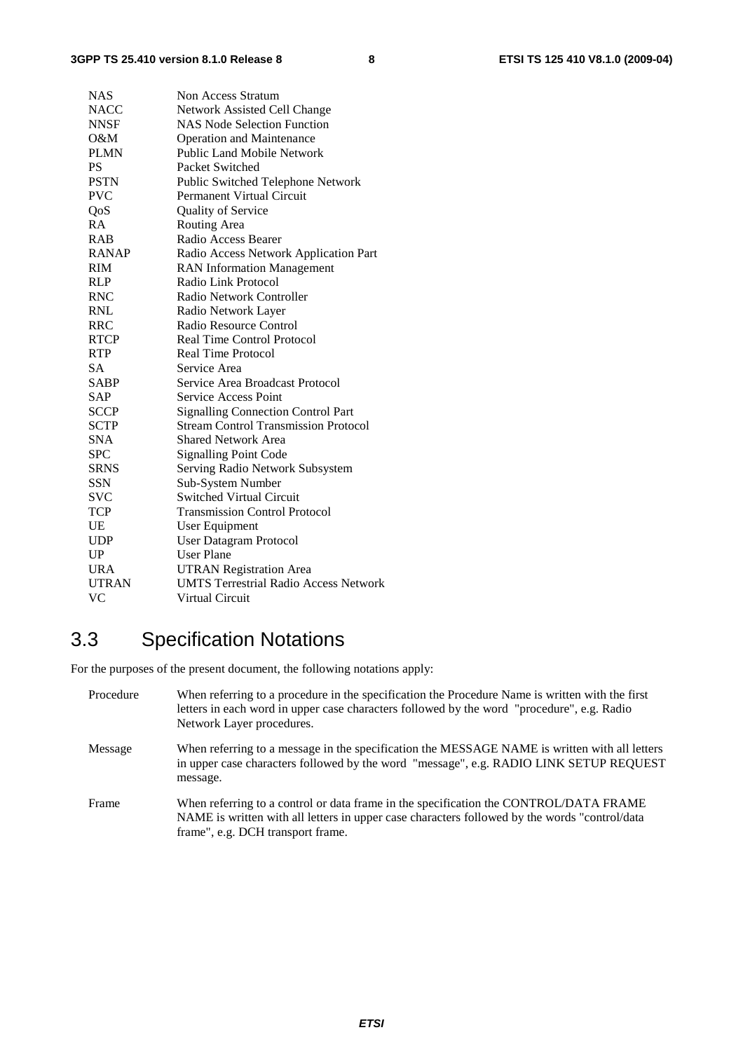| | |
|---|---|
| NAS | Non Access Stratum |
| NACC | Network Assisted Cell Change |
| NNSF | NAS Node Selection Function |
| O&M | Operation and Maintenance |
| PLMN | Public Land Mobile Network |
| PS | Packet Switched |
| PSTN | Public Switched Telephone Network |
| PVC | Permanent Virtual Circuit |
| QoS | Quality of Service |
| RA | Routing Area |
| RAB | Radio Access Bearer |
| RANAP | Radio Access Network Application Part |
| RIM | RAN Information Management |
| RLP | Radio Link Protocol |
| RNC | Radio Network Controller |
| RNL | Radio Network Layer |
| RRC | Radio Resource Control |
| RTCP | Real Time Control Protocol |
| RTP | Real Time Protocol |
| SA | Service Area |
| SABP | Service Area Broadcast Protocol |
| SAP | Service Access Point |
| SCCP | Signalling Connection Control Part |
| SCTP | Stream Control Transmission Protocol |
| SNA | Shared Network Area |
| SPC | Signalling Point Code |
| SRNS | Serving Radio Network Subsystem |
| SSN | Sub-System Number |
| SVC | Switched Virtual Circuit |
| TCP | Transmission Control Protocol |
| UE | User Equipment |
| UDP | User Datagram Protocol |
| UP | User Plane |
| URA | UTRAN Registration Area |
| UTRAN | UMTS Terrestrial Radio Access Network |
| VC | Virtual Circuit |

## 3.3 Specification Notations

For the purposes of the present document, the following notations apply:

| | |
|---|---|
| Procedure | When referring to a procedure in the specification the Procedure Name is written with the first letters in each word in upper case characters followed by the word "procedure", e.g. Radio Network Layer procedures. |
| Message | When referring to a message in the specification the MESSAGE NAME is written with all letters in upper case characters followed by the word "message", e.g. RADIO LINK SETUP REQUEST message. |
| Frame | When referring to a control or data frame in the specification the CONTROL/DATA FRAME NAME is written with all letters in upper case characters followed by the words "control/data frame", e.g. DCH transport frame. |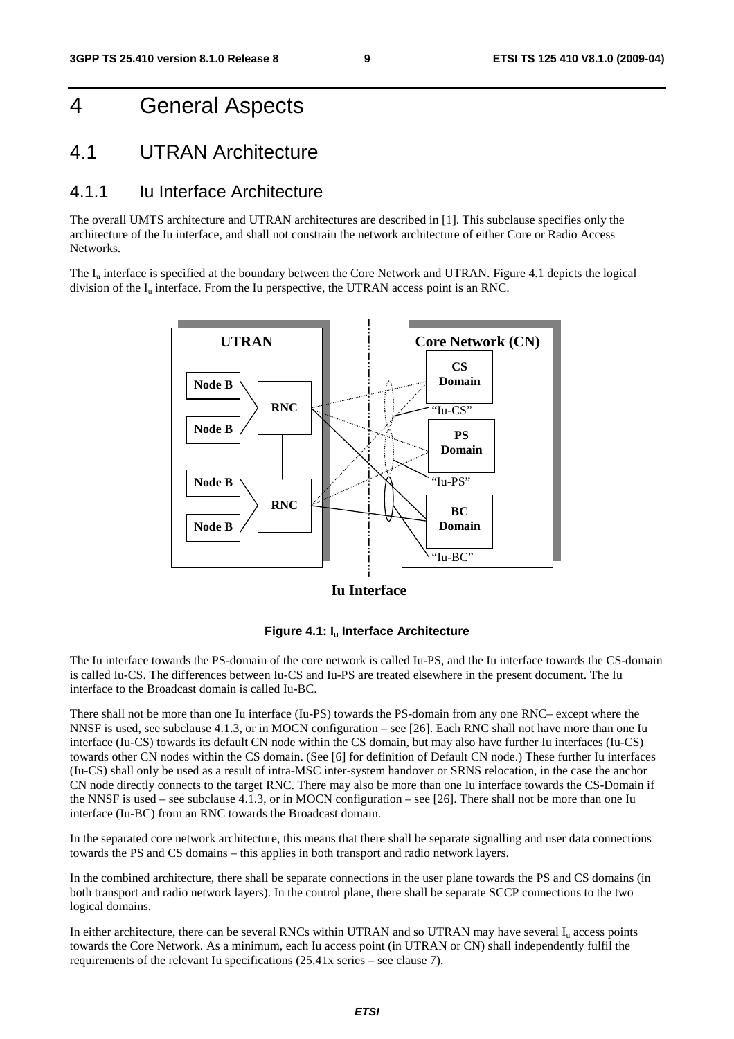# 4 General Aspects

## 4.1 UTRAN Architecture

### 4.1.1 Iu Interface Architecture

The overall UMTS architecture and UTRAN architectures are described in [1]. This subclause specifies only the architecture of the Iu interface, and shall not constrain the network architecture of either Core or Radio Access Networks.

The $I_u$ interface is specified at the boundary between the Core Network and UTRAN. Figure 4.1 depicts the logical division of the $I_u$ interface. From the Iu perspective, the UTRAN access point is an RNC.

**Figure 4.1: $I_u$ Interface Architecture**

The Iu interface towards the PS-domain of the core network is called Iu-PS, and the Iu interface towards the CS-domain is called Iu-CS. The differences between Iu-CS and Iu-PS are treated elsewhere in the present document. The Iu interface to the Broadcast domain is called Iu-BC.

There shall not be more than one Iu interface (Iu-PS) towards the PS-domain from any one RNC– except where the NNSF is used, see subclause 4.1.3, or in MOCN configuration – see [26]. Each RNC shall not have more than one Iu interface (Iu-CS) towards its default CN node within the CS domain, but may also have further Iu interfaces (Iu-CS) towards other CN nodes within the CS domain. (See [6] for definition of Default CN node.) These further Iu interfaces (Iu-CS) shall only be used as a result of intra-MSC inter-system handover or SRNS relocation, in the case the anchor CN node directly connects to the target RNC. There may also be more than one Iu interface towards the CS-Domain if the NNSF is used – see subclause 4.1.3, or in MOCN configuration – see [26]. There shall not be more than one Iu interface (Iu-BC) from an RNC towards the Broadcast domain.

In the separated core network architecture, this means that there shall be separate signalling and user data connections towards the PS and CS domains – this applies in both transport and radio network layers.

In the combined architecture, there shall be separate connections in the user plane towards the PS and CS domains (in both transport and radio network layers). In the control plane, there shall be separate SCCP connections to the two logical domains.

In either architecture, there can be several RNCs within UTRAN and so UTRAN may have several $I_u$ access points towards the Core Network. As a minimum, each Iu access point (in UTRAN or CN) shall independently fulfil the requirements of the relevant Iu specifications (25.41x series – see clause 7).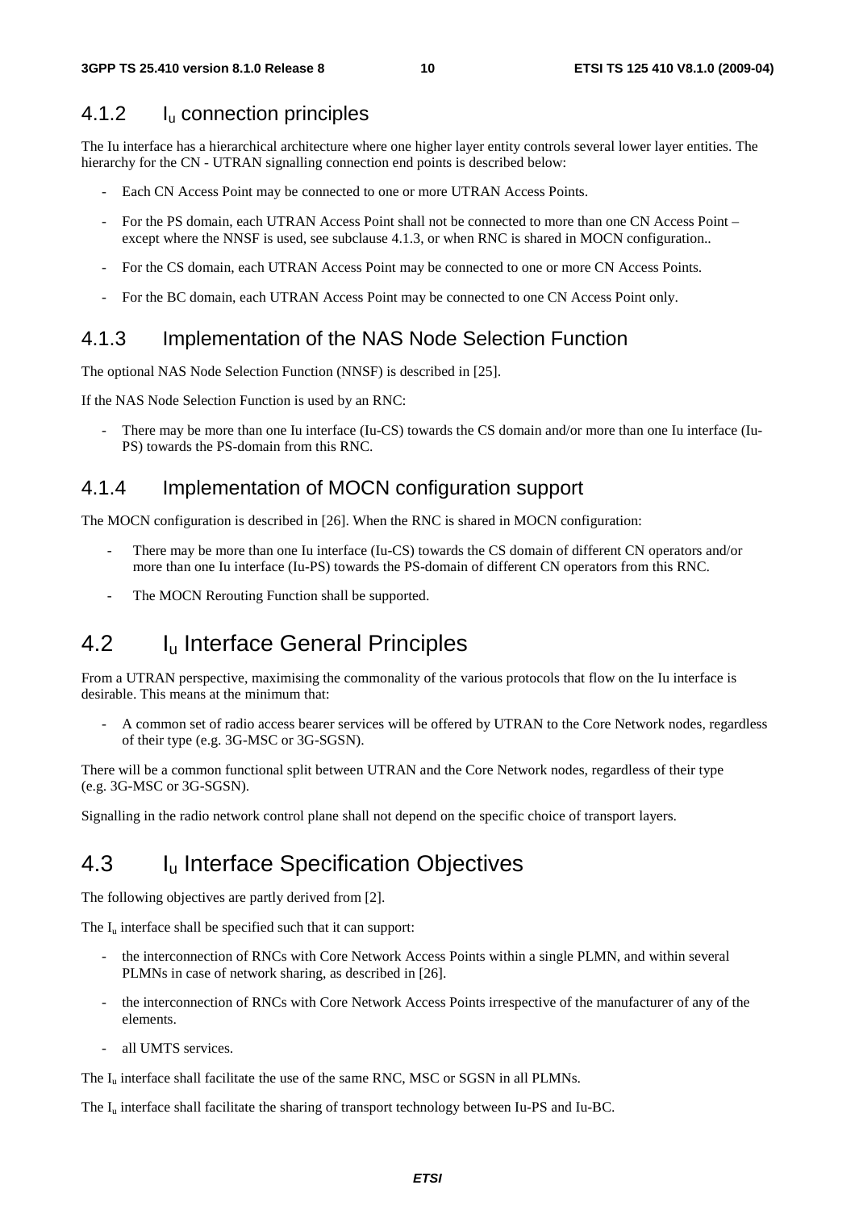### 4.1.2 $I_u$ connection principles

The Iu interface has a hierarchical architecture where one higher layer entity controls several lower layer entities. The hierarchy for the CN - UTRAN signalling connection end points is described below:

- Each CN Access Point may be connected to one or more UTRAN Access Points.
- For the PS domain, each UTRAN Access Point shall not be connected to more than one CN Access Point – except where the NNSF is used, see subclause 4.1.3, or when RNC is shared in MOCN configuration..
- For the CS domain, each UTRAN Access Point may be connected to one or more CN Access Points.
- For the BC domain, each UTRAN Access Point may be connected to one CN Access Point only.

### 4.1.3 Implementation of the NAS Node Selection Function

The optional NAS Node Selection Function (NNSF) is described in [25].

If the NAS Node Selection Function is used by an RNC:

- There may be more than one Iu interface (Iu-CS) towards the CS domain and/or more than one Iu interface (Iu-PS) towards the PS-domain from this RNC.

### 4.1.4 Implementation of MOCN configuration support

The MOCN configuration is described in [26]. When the RNC is shared in MOCN configuration:

- There may be more than one Iu interface (Iu-CS) towards the CS domain of different CN operators and/or more than one Iu interface (Iu-PS) towards the PS-domain of different CN operators from this RNC.
- The MOCN Rerouting Function shall be supported.

## 4.2 $I_u$ Interface General Principles

From a UTRAN perspective, maximising the commonality of the various protocols that flow on the Iu interface is desirable. This means at the minimum that:

- A common set of radio access bearer services will be offered by UTRAN to the Core Network nodes, regardless of their type (e.g. 3G-MSC or 3G-SGSN).

There will be a common functional split between UTRAN and the Core Network nodes, regardless of their type (e.g. 3G-MSC or 3G-SGSN).

Signalling in the radio network control plane shall not depend on the specific choice of transport layers.

## 4.3 $I_u$ Interface Specification Objectives

The following objectives are partly derived from [2].

The $I_u$ interface shall be specified such that it can support:

- the interconnection of RNCs with Core Network Access Points within a single PLMN, and within several PLMNs in case of network sharing, as described in [26].
- the interconnection of RNCs with Core Network Access Points irrespective of the manufacturer of any of the elements.
- all UMTS services.

The $I_u$ interface shall facilitate the use of the same RNC, MSC or SGSN in all PLMNs.

The $I_u$ interface shall facilitate the sharing of transport technology between Iu-PS and Iu-BC.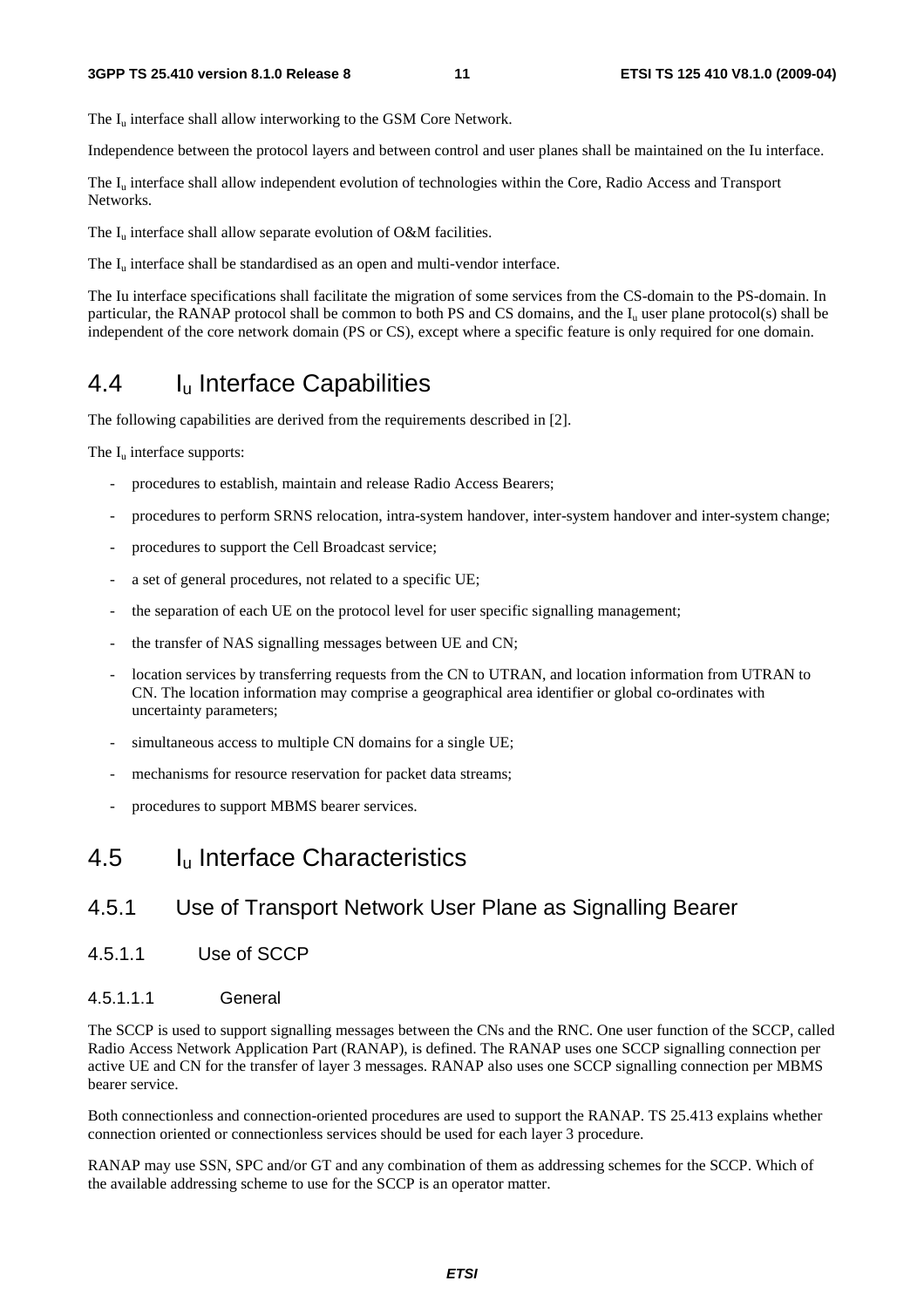The $I_u$ interface shall allow interworking to the GSM Core Network.

Independence between the protocol layers and between control and user planes shall be maintained on the Iu interface.

The $I_u$ interface shall allow independent evolution of technologies within the Core, Radio Access and Transport Networks.

The $I_u$ interface shall allow separate evolution of O&M facilities.

The $I_u$ interface shall be standardised as an open and multi-vendor interface.

The Iu interface specifications shall facilitate the migration of some services from the CS-domain to the PS-domain. In particular, the RANAP protocol shall be common to both PS and CS domains, and the $I_u$ user plane protocol(s) shall be independent of the core network domain (PS or CS), except where a specific feature is only required for one domain.

# 4.4 $I_u$ Interface Capabilities

The following capabilities are derived from the requirements described in [2].

The $I_u$ interface supports:

- procedures to establish, maintain and release Radio Access Bearers;
- procedures to perform SRNS relocation, intra-system handover, inter-system handover and inter-system change;
- procedures to support the Cell Broadcast service;
- a set of general procedures, not related to a specific UE;
- the separation of each UE on the protocol level for user specific signalling management;
- the transfer of NAS signalling messages between UE and CN;
- location services by transferring requests from the CN to UTRAN, and location information from UTRAN to CN. The location information may comprise a geographical area identifier or global co-ordinates with uncertainty parameters;
- simultaneous access to multiple CN domains for a single UE;
- mechanisms for resource reservation for packet data streams;
- procedures to support MBMS bearer services.

# 4.5 $I_u$ Interface Characteristics

## 4.5.1 Use of Transport Network User Plane as Signalling Bearer

### 4.5.1.1 Use of SCCP

#### 4.5.1.1.1 General

The SCCP is used to support signalling messages between the CNs and the RNC. One user function of the SCCP, called Radio Access Network Application Part (RANAP), is defined. The RANAP uses one SCCP signalling connection per active UE and CN for the transfer of layer 3 messages. RANAP also uses one SCCP signalling connection per MBMS bearer service.

Both connectionless and connection-oriented procedures are used to support the RANAP. TS 25.413 explains whether connection oriented or connectionless services should be used for each layer 3 procedure.

RANAP may use SSN, SPC and/or GT and any combination of them as addressing schemes for the SCCP. Which of the available addressing scheme to use for the SCCP is an operator matter.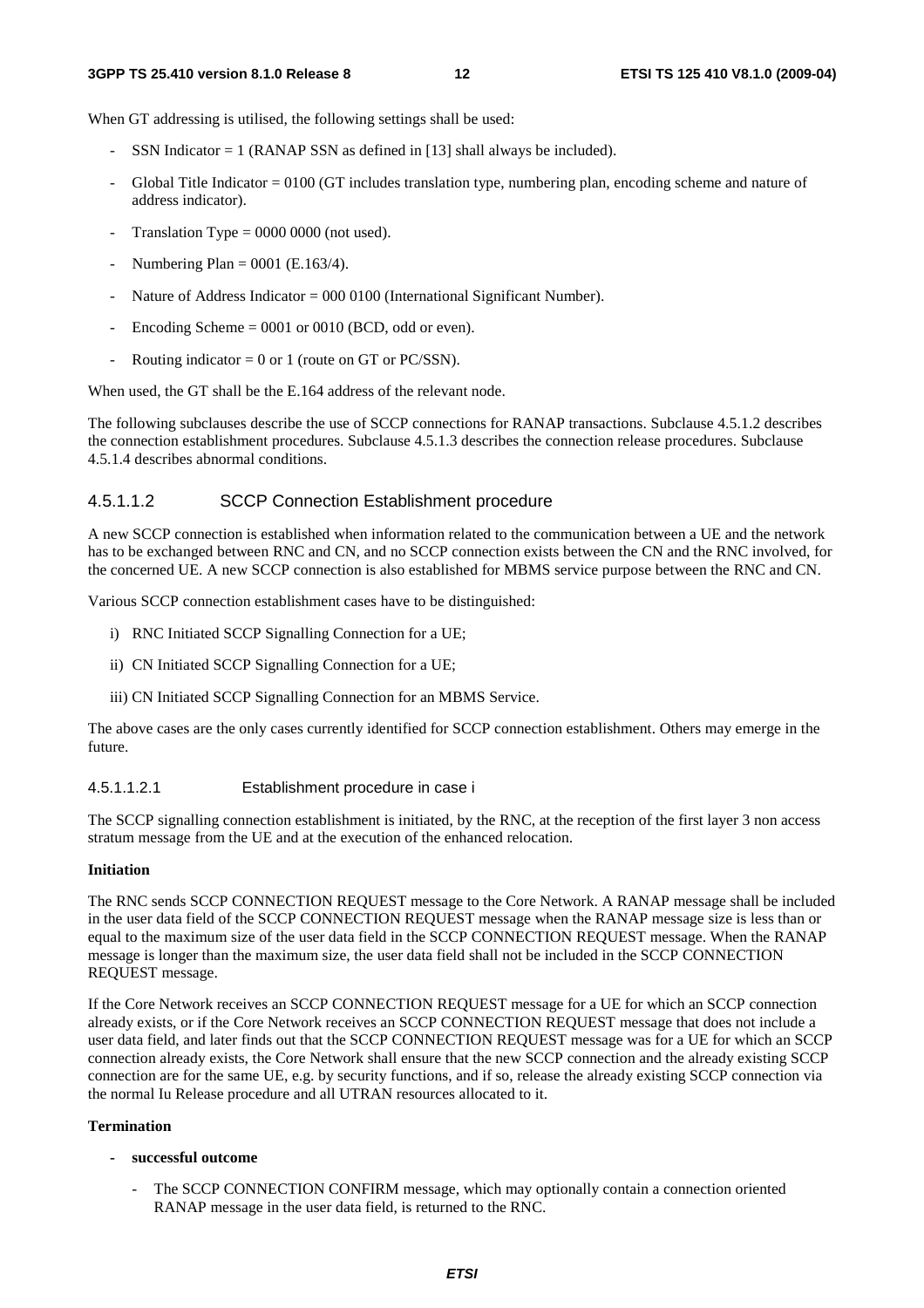When GT addressing is utilised, the following settings shall be used:

- SSN Indicator = 1 (RANAP SSN as defined in [13] shall always be included).
- Global Title Indicator = 0100 (GT includes translation type, numbering plan, encoding scheme and nature of address indicator).
- Translation Type = 0000 0000 (not used).
- Numbering Plan = 0001 (E.163/4).
- Nature of Address Indicator = 000 0100 (International Significant Number).
- Encoding Scheme = 0001 or 0010 (BCD, odd or even).
- Routing indicator = 0 or 1 (route on GT or PC/SSN).

When used, the GT shall be the E.164 address of the relevant node.

The following subclauses describe the use of SCCP connections for RANAP transactions. Subclause 4.5.1.2 describes the connection establishment procedures. Subclause 4.5.1.3 describes the connection release procedures. Subclause 4.5.1.4 describes abnormal conditions.

#### 4.5.1.1.2 SCCP Connection Establishment procedure

A new SCCP connection is established when information related to the communication between a UE and the network has to be exchanged between RNC and CN, and no SCCP connection exists between the CN and the RNC involved, for the concerned UE. A new SCCP connection is also established for MBMS service purpose between the RNC and CN.

Various SCCP connection establishment cases have to be distinguished:

i) RNC Initiated SCCP Signalling Connection for a UE;

ii) CN Initiated SCCP Signalling Connection for a UE;

iii) CN Initiated SCCP Signalling Connection for an MBMS Service.

The above cases are the only cases currently identified for SCCP connection establishment. Others may emerge in the future.

##### 4.5.1.1.2.1 Establishment procedure in case i

The SCCP signalling connection establishment is initiated, by the RNC, at the reception of the first layer 3 non access stratum message from the UE and at the execution of the enhanced relocation.

**Initiation**

The RNC sends SCCP CONNECTION REQUEST message to the Core Network. A RANAP message shall be included in the user data field of the SCCP CONNECTION REQUEST message when the RANAP message size is less than or equal to the maximum size of the user data field in the SCCP CONNECTION REQUEST message. When the RANAP message is longer than the maximum size, the user data field shall not be included in the SCCP CONNECTION REQUEST message.

If the Core Network receives an SCCP CONNECTION REQUEST message for a UE for which an SCCP connection already exists, or if the Core Network receives an SCCP CONNECTION REQUEST message that does not include a user data field, and later finds out that the SCCP CONNECTION REQUEST message was for a UE for which an SCCP connection already exists, the Core Network shall ensure that the new SCCP connection and the already existing SCCP connection are for the same UE, e.g. by security functions, and if so, release the already existing SCCP connection via the normal Iu Release procedure and all UTRAN resources allocated to it.

**Termination**

- **successful outcome**
  - The SCCP CONNECTION CONFIRM message, which may optionally contain a connection oriented RANAP message in the user data field, is returned to the RNC.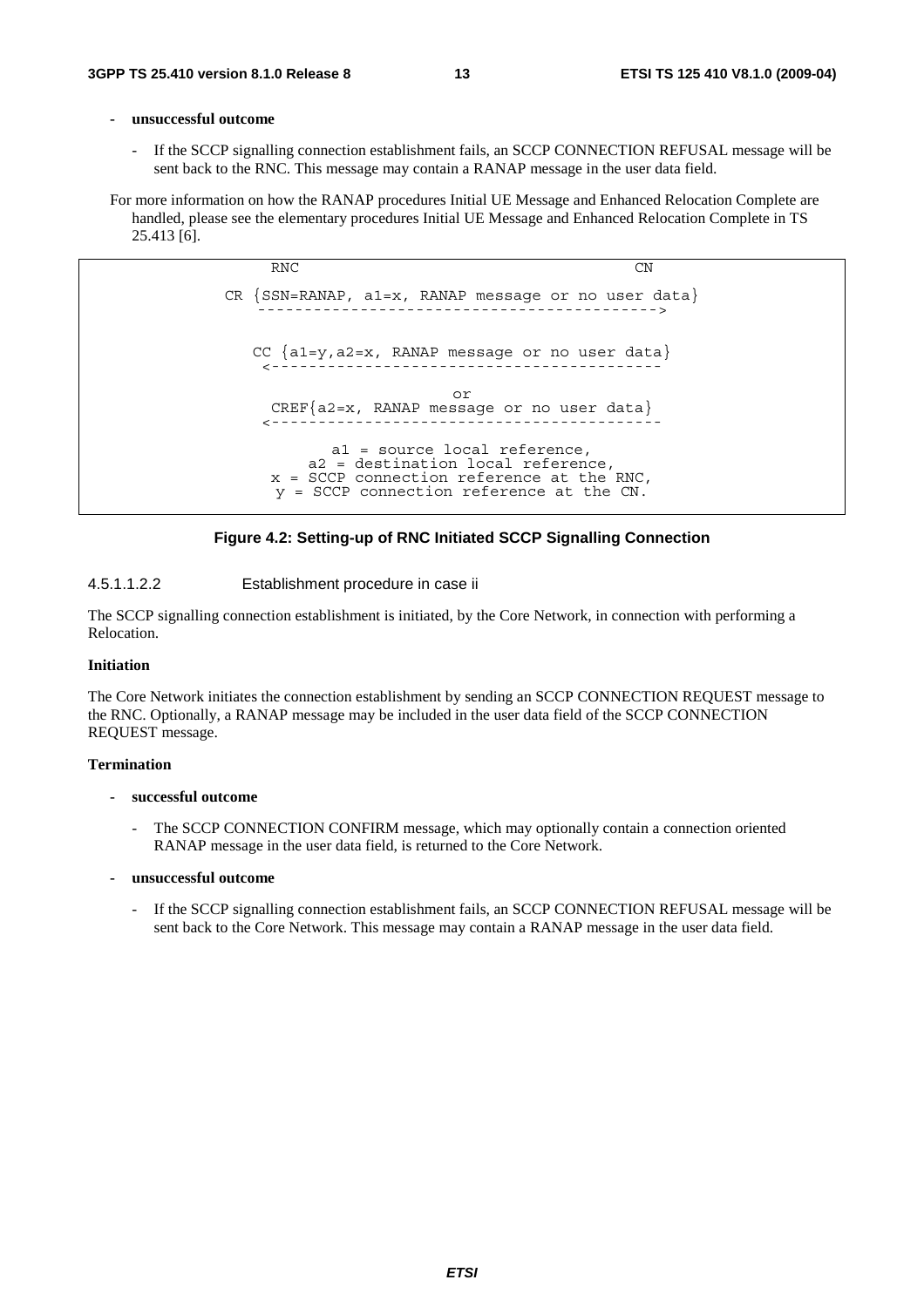- **unsuccessful outcome**

  - If the SCCP signalling connection establishment fails, an SCCP CONNECTION REFUSAL message will be sent back to the RNC. This message may contain a RANAP message in the user data field.

For more information on how the RANAP procedures Initial UE Message and Enhanced Relocation Complete are handled, please see the elementary procedures Initial UE Message and Enhanced Relocation Complete in TS 25.413 [6].

```
                RNC                                          CN
           CR {SSN=RANAP, a1=x, RANAP message or no user data}
              ------------------------------------------->

              CC {a1=y,a2=x, RANAP message or no user data}
              <------------------------------------------
                                   or
               CREF{a2=x, RANAP message or no user data}
              <------------------------------------------

                     a1 = source local reference,
                   a2 = destination local reference,
               x = SCCP connection reference at the RNC,
                y = SCCP connection reference at the CN.
```

**Figure 4.2: Setting-up of RNC Initiated SCCP Signalling Connection**

#### 4.5.1.1.2.2 Establishment procedure in case ii

The SCCP signalling connection establishment is initiated, by the Core Network, in connection with performing a Relocation.

**Initiation**

The Core Network initiates the connection establishment by sending an SCCP CONNECTION REQUEST message to the RNC. Optionally, a RANAP message may be included in the user data field of the SCCP CONNECTION REQUEST message.

**Termination**

- **successful outcome**

  - The SCCP CONNECTION CONFIRM message, which may optionally contain a connection oriented RANAP message in the user data field, is returned to the Core Network.

- **unsuccessful outcome**

  - If the SCCP signalling connection establishment fails, an SCCP CONNECTION REFUSAL message will be sent back to the Core Network. This message may contain a RANAP message in the user data field.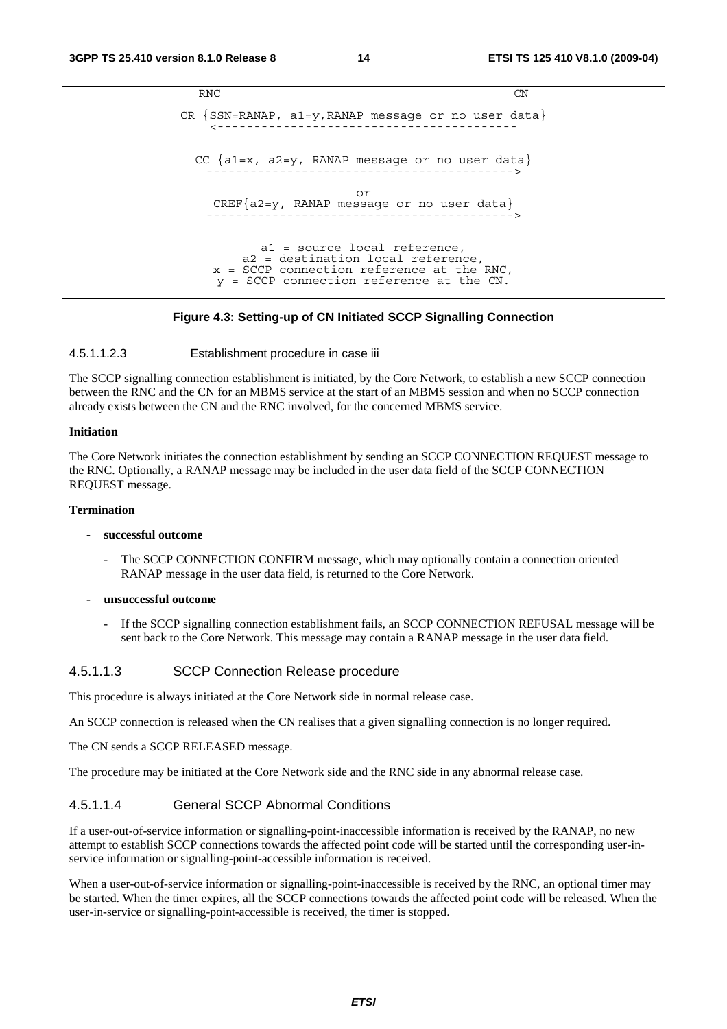```
RNC                                                    CN

        CR {SSN=RANAP, a1=y,RANAP message or no user data}
           <----------------------------------------

         CC {a1=x, a2=y, RANAP message or no user data}
           ----------------------------------------->

                              or
          CREF{a2=y, RANAP message or no user data}
           ----------------------------------------->


                  a1 = source local reference,
               a2 = destination local reference,
           x = SCCP connection reference at the RNC,
            y = SCCP connection reference at the CN.
```

**Figure 4.3: Setting-up of CN Initiated SCCP Signalling Connection**

#### 4.5.1.1.2.3 Establishment procedure in case iii

The SCCP signalling connection establishment is initiated, by the Core Network, to establish a new SCCP connection between the RNC and the CN for an MBMS service at the start of an MBMS session and when no SCCP connection already exists between the CN and the RNC involved, for the concerned MBMS service.

**Initiation**

The Core Network initiates the connection establishment by sending an SCCP CONNECTION REQUEST message to the RNC. Optionally, a RANAP message may be included in the user data field of the SCCP CONNECTION REQUEST message.

**Termination**

- **successful outcome**
    - The SCCP CONNECTION CONFIRM message, which may optionally contain a connection oriented RANAP message in the user data field, is returned to the Core Network.
- **unsuccessful outcome**
    - If the SCCP signalling connection establishment fails, an SCCP CONNECTION REFUSAL message will be sent back to the Core Network. This message may contain a RANAP message in the user data field.

### 4.5.1.1.3 SCCP Connection Release procedure

This procedure is always initiated at the Core Network side in normal release case.

An SCCP connection is released when the CN realises that a given signalling connection is no longer required.

The CN sends a SCCP RELEASED message.

The procedure may be initiated at the Core Network side and the RNC side in any abnormal release case.

### 4.5.1.1.4 General SCCP Abnormal Conditions

If a user-out-of-service information or signalling-point-inaccessible information is received by the RANAP, no new attempt to establish SCCP connections towards the affected point code will be started until the corresponding user-in-service information or signalling-point-accessible information is received.

When a user-out-of-service information or signalling-point-inaccessible is received by the RNC, an optional timer may be started. When the timer expires, all the SCCP connections towards the affected point code will be released. When the user-in-service or signalling-point-accessible is received, the timer is stopped.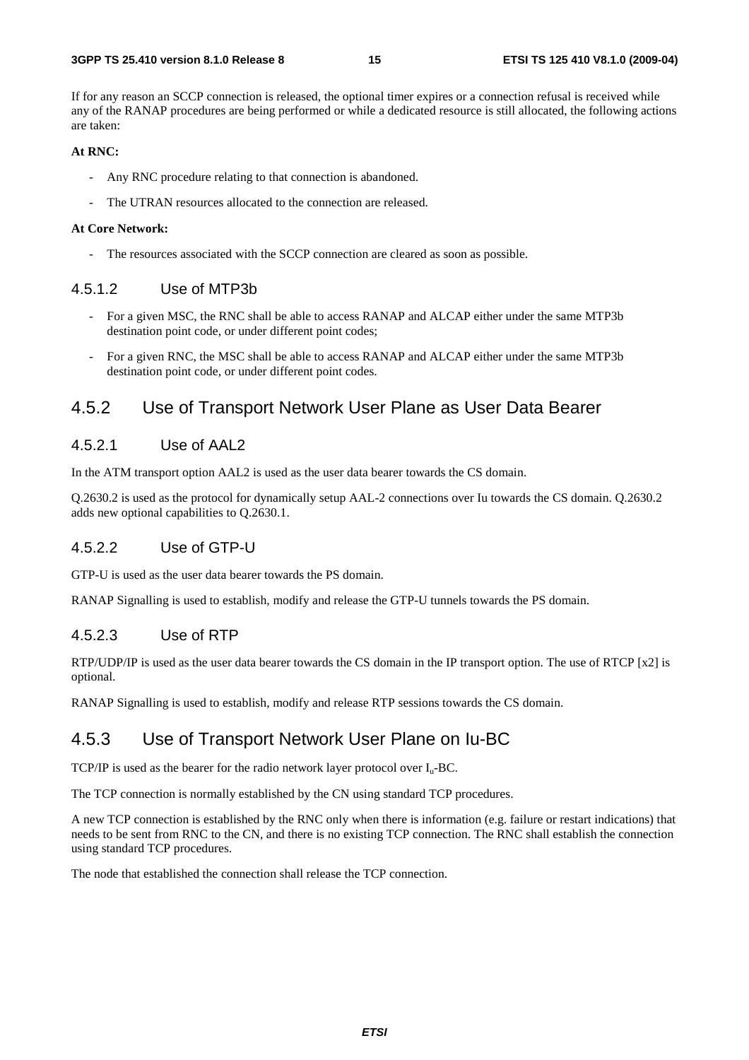If for any reason an SCCP connection is released, the optional timer expires or a connection refusal is received while any of the RANAP procedures are being performed or while a dedicated resource is still allocated, the following actions are taken:

**At RNC:**

- Any RNC procedure relating to that connection is abandoned.
- The UTRAN resources allocated to the connection are released.

**At Core Network:**

- The resources associated with the SCCP connection are cleared as soon as possible.

#### 4.5.1.2 Use of MTP3b

- For a given MSC, the RNC shall be able to access RANAP and ALCAP either under the same MTP3b destination point code, or under different point codes;
- For a given RNC, the MSC shall be able to access RANAP and ALCAP either under the same MTP3b destination point code, or under different point codes.

### 4.5.2 Use of Transport Network User Plane as User Data Bearer

#### 4.5.2.1 Use of AAL2

In the ATM transport option AAL2 is used as the user data bearer towards the CS domain.

Q.2630.2 is used as the protocol for dynamically setup AAL-2 connections over Iu towards the CS domain. Q.2630.2 adds new optional capabilities to Q.2630.1.

#### 4.5.2.2 Use of GTP-U

GTP-U is used as the user data bearer towards the PS domain.

RANAP Signalling is used to establish, modify and release the GTP-U tunnels towards the PS domain.

#### 4.5.2.3 Use of RTP

RTP/UDP/IP is used as the user data bearer towards the CS domain in the IP transport option. The use of RTCP [x2] is optional.

RANAP Signalling is used to establish, modify and release RTP sessions towards the CS domain.

### 4.5.3 Use of Transport Network User Plane on Iu-BC

TCP/IP is used as the bearer for the radio network layer protocol over $I_u$-BC.

The TCP connection is normally established by the CN using standard TCP procedures.

A new TCP connection is established by the RNC only when there is information (e.g. failure or restart indications) that needs to be sent from RNC to the CN, and there is no existing TCP connection. The RNC shall establish the connection using standard TCP procedures.

The node that established the connection shall release the TCP connection.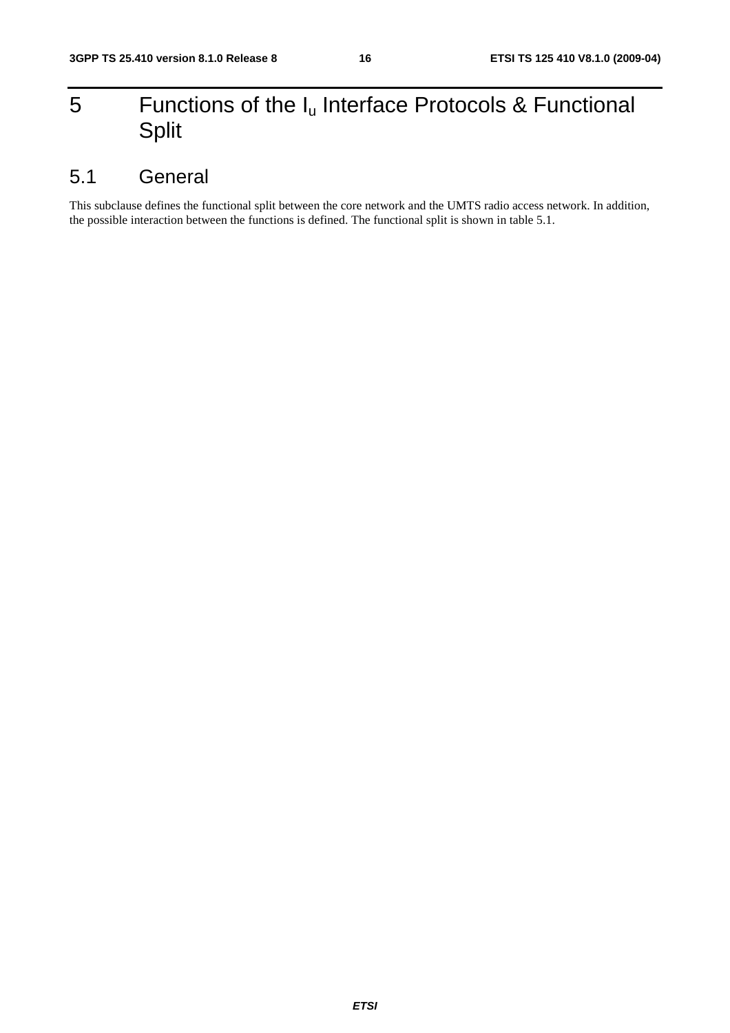# 5 Functions of the $I_u$ Interface Protocols & Functional Split

## 5.1 General

This subclause defines the functional split between the core network and the UMTS radio access network. In addition, the possible interaction between the functions is defined. The functional split is shown in table 5.1.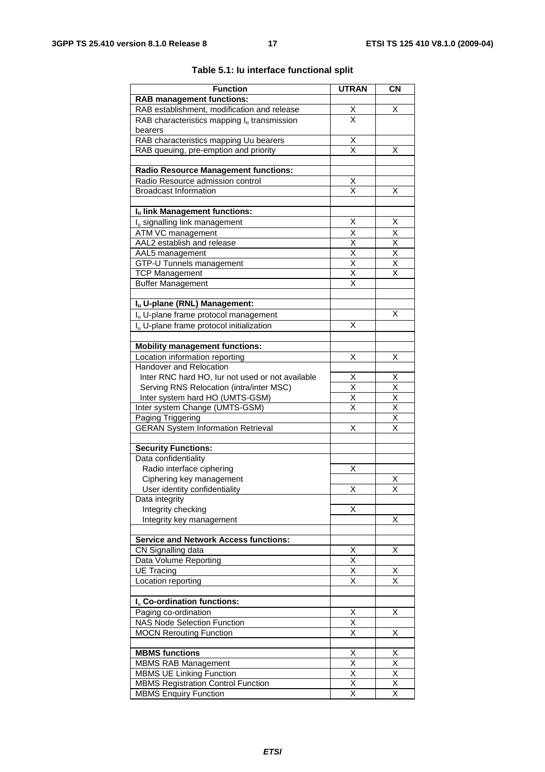**Table 5.1: Iu interface functional split**

| Function | UTRAN | CN |
|---|---|---|
| **RAB management functions:** | | |
| RAB establishment, modification and release | X | X |
| RAB characteristics mapping $I_u$ transmission bearers | X | |
| RAB characteristics mapping Uu bearers | X | |
| RAB queuing, pre-emption and priority | X | X |
| | | |
| **Radio Resource Management functions:** | | |
| Radio Resource admission control | X | |
| Broadcast Information | X | X |
| | | |
| **$I_u$ link Management functions:** | | |
| $I_u$ signalling link management | X | X |
| ATM VC management | X | X |
| AAL2 establish and release | X | X |
| AAL5 management | X | X |
| GTP-U Tunnels management | X | X |
| TCP Management | X | X |
| Buffer Management | X | |
| | | |
| **$I_u$ U-plane (RNL) Management:** | | |
| $I_u$ U-plane frame protocol management | | X |
| $I_u$ U-plane frame protocol initialization | X | |
| | | |
| **Mobility management functions:** | | |
| Location information reporting | X | X |
| Handover and Relocation | | |
| Inter RNC hard HO, Iur not used or not available | X | X |
| Serving RNS Relocation (intra/inter MSC) | X | X |
| Inter system hard HO (UMTS-GSM) | X | X |
| Inter system Change (UMTS-GSM) | X | X |
| Paging Triggering | | X |
| GERAN System Information Retrieval | X | X |
| | | |
| **Security Functions:** | | |
| Data confidentiality | | |
| Radio interface ciphering | X | |
| Ciphering key management | | X |
| User identity confidentiality | X | X |
| Data integrity | | |
| Integrity checking | X | |
| Integrity key management | | X |
| | | |
| **Service and Network Access functions:** | | |
| CN Signalling data | X | X |
| Data Volume Reporting | X | |
| UE Tracing | X | X |
| Location reporting | X | X |
| | | |
| **$I_u$ Co-ordination functions:** | | |
| Paging co-ordination | X | X |
| NAS Node Selection Function | X | |
| MOCN Rerouting Function | X | X |
| | | |
| **MBMS functions** | X | X |
| MBMS RAB Management | X | X |
| MBMS UE Linking Function | X | X |
| MBMS Registration Control Function | X | X |
| MBMS Enquiry Function | X | X |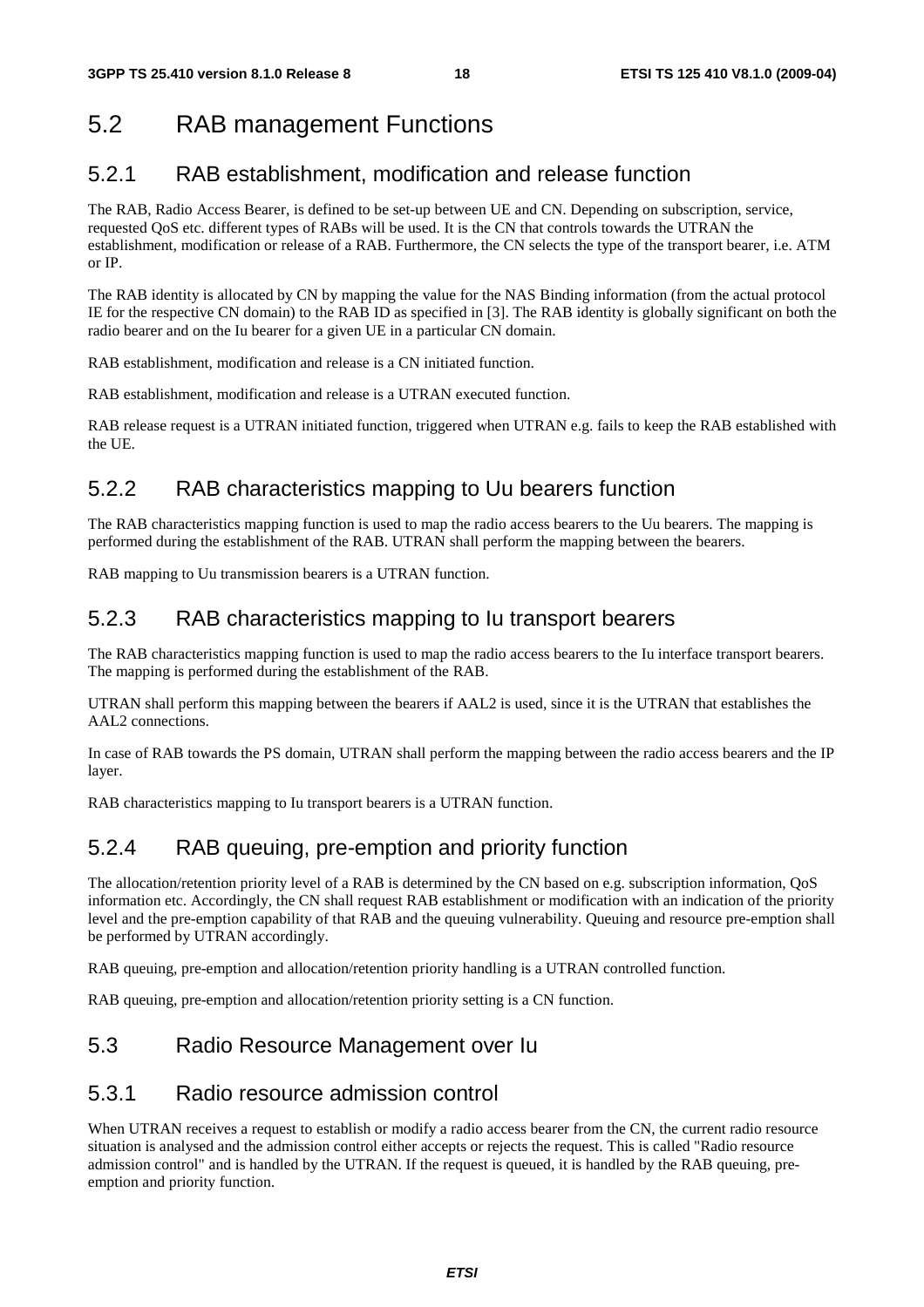## 5.2 RAB management Functions

### 5.2.1 RAB establishment, modification and release function

The RAB, Radio Access Bearer, is defined to be set-up between UE and CN. Depending on subscription, service, requested QoS etc. different types of RABs will be used. It is the CN that controls towards the UTRAN the establishment, modification or release of a RAB. Furthermore, the CN selects the type of the transport bearer, i.e. ATM or IP.

The RAB identity is allocated by CN by mapping the value for the NAS Binding information (from the actual protocol IE for the respective CN domain) to the RAB ID as specified in [3]. The RAB identity is globally significant on both the radio bearer and on the Iu bearer for a given UE in a particular CN domain.

RAB establishment, modification and release is a CN initiated function.

RAB establishment, modification and release is a UTRAN executed function.

RAB release request is a UTRAN initiated function, triggered when UTRAN e.g. fails to keep the RAB established with the UE.

### 5.2.2 RAB characteristics mapping to Uu bearers function

The RAB characteristics mapping function is used to map the radio access bearers to the Uu bearers. The mapping is performed during the establishment of the RAB. UTRAN shall perform the mapping between the bearers.

RAB mapping to Uu transmission bearers is a UTRAN function.

### 5.2.3 RAB characteristics mapping to Iu transport bearers

The RAB characteristics mapping function is used to map the radio access bearers to the Iu interface transport bearers. The mapping is performed during the establishment of the RAB.

UTRAN shall perform this mapping between the bearers if AAL2 is used, since it is the UTRAN that establishes the AAL2 connections.

In case of RAB towards the PS domain, UTRAN shall perform the mapping between the radio access bearers and the IP layer.

RAB characteristics mapping to Iu transport bearers is a UTRAN function.

### 5.2.4 RAB queuing, pre-emption and priority function

The allocation/retention priority level of a RAB is determined by the CN based on e.g. subscription information, QoS information etc. Accordingly, the CN shall request RAB establishment or modification with an indication of the priority level and the pre-emption capability of that RAB and the queuing vulnerability. Queuing and resource pre-emption shall be performed by UTRAN accordingly.

RAB queuing, pre-emption and allocation/retention priority handling is a UTRAN controlled function.

RAB queuing, pre-emption and allocation/retention priority setting is a CN function.

## 5.3 Radio Resource Management over Iu

### 5.3.1 Radio resource admission control

When UTRAN receives a request to establish or modify a radio access bearer from the CN, the current radio resource situation is analysed and the admission control either accepts or rejects the request. This is called "Radio resource admission control" and is handled by the UTRAN. If the request is queued, it is handled by the RAB queuing, pre-emption and priority function.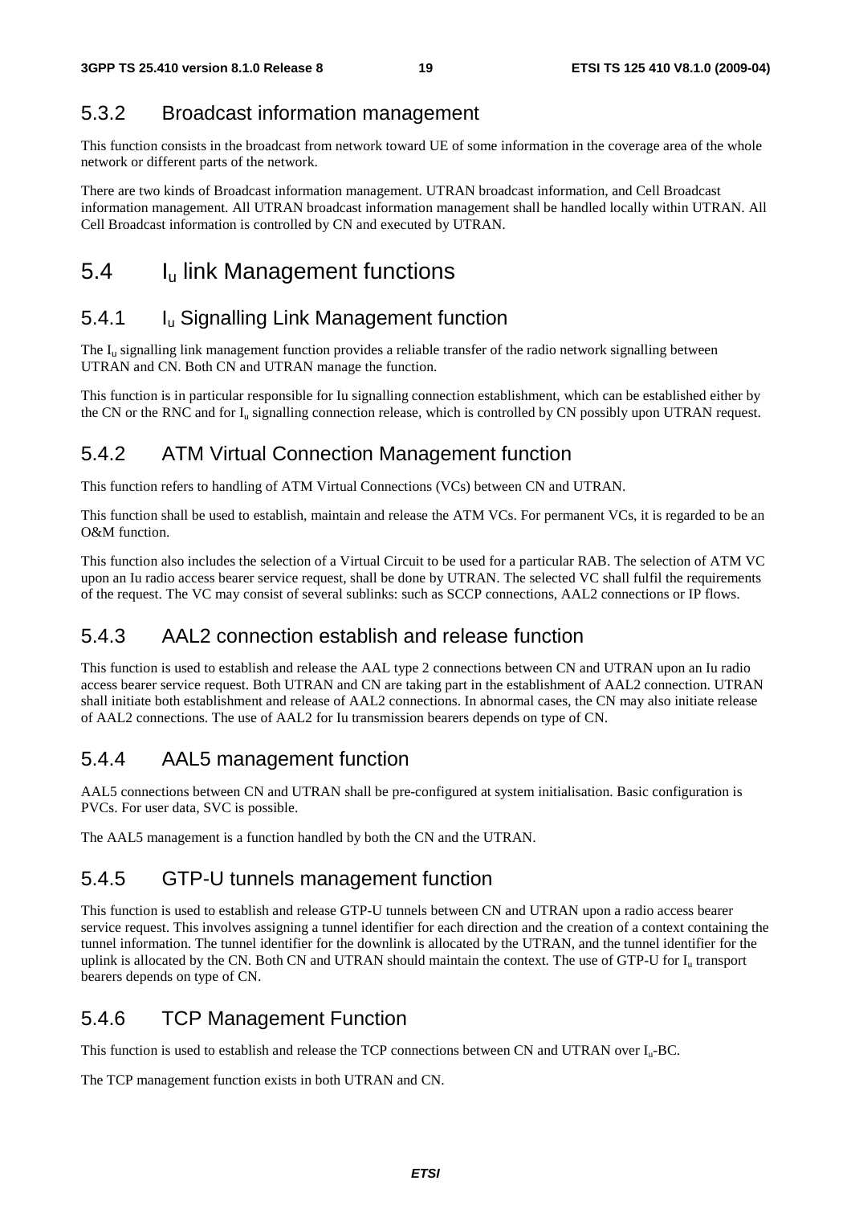### 5.3.2 Broadcast information management

This function consists in the broadcast from network toward UE of some information in the coverage area of the whole network or different parts of the network.

There are two kinds of Broadcast information management. UTRAN broadcast information, and Cell Broadcast information management. All UTRAN broadcast information management shall be handled locally within UTRAN. All Cell Broadcast information is controlled by CN and executed by UTRAN.

## 5.4 $I_u$ link Management functions

### 5.4.1 $I_u$ Signalling Link Management function

The $I_u$ signalling link management function provides a reliable transfer of the radio network signalling between UTRAN and CN. Both CN and UTRAN manage the function.

This function is in particular responsible for Iu signalling connection establishment, which can be established either by the CN or the RNC and for $I_u$ signalling connection release, which is controlled by CN possibly upon UTRAN request.

### 5.4.2 ATM Virtual Connection Management function

This function refers to handling of ATM Virtual Connections (VCs) between CN and UTRAN.

This function shall be used to establish, maintain and release the ATM VCs. For permanent VCs, it is regarded to be an O&M function.

This function also includes the selection of a Virtual Circuit to be used for a particular RAB. The selection of ATM VC upon an Iu radio access bearer service request, shall be done by UTRAN. The selected VC shall fulfil the requirements of the request. The VC may consist of several sublinks: such as SCCP connections, AAL2 connections or IP flows.

### 5.4.3 AAL2 connection establish and release function

This function is used to establish and release the AAL type 2 connections between CN and UTRAN upon an Iu radio access bearer service request. Both UTRAN and CN are taking part in the establishment of AAL2 connection. UTRAN shall initiate both establishment and release of AAL2 connections. In abnormal cases, the CN may also initiate release of AAL2 connections. The use of AAL2 for Iu transmission bearers depends on type of CN.

### 5.4.4 AAL5 management function

AAL5 connections between CN and UTRAN shall be pre-configured at system initialisation. Basic configuration is PVCs. For user data, SVC is possible.

The AAL5 management is a function handled by both the CN and the UTRAN.

### 5.4.5 GTP-U tunnels management function

This function is used to establish and release GTP-U tunnels between CN and UTRAN upon a radio access bearer service request. This involves assigning a tunnel identifier for each direction and the creation of a context containing the tunnel information. The tunnel identifier for the downlink is allocated by the UTRAN, and the tunnel identifier for the uplink is allocated by the CN. Both CN and UTRAN should maintain the context. The use of GTP-U for $I_u$ transport bearers depends on type of CN.

### 5.4.6 TCP Management Function

This function is used to establish and release the TCP connections between CN and UTRAN over $I_u$-BC.

The TCP management function exists in both UTRAN and CN.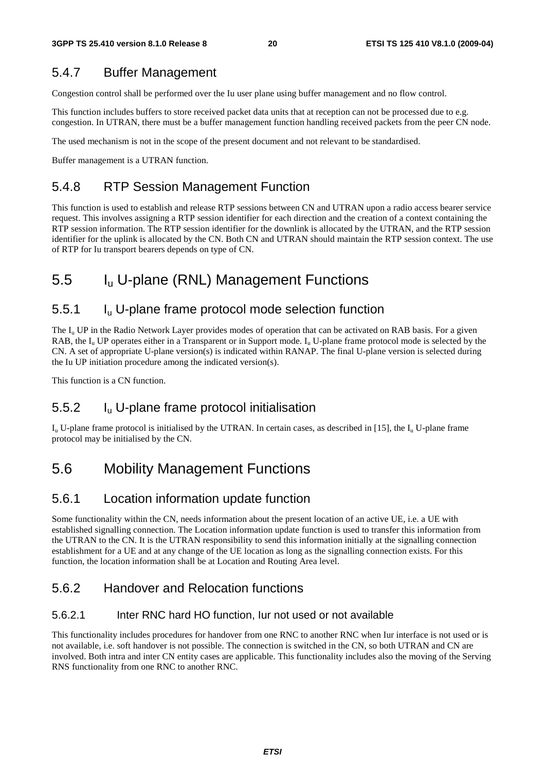### 5.4.7 Buffer Management

Congestion control shall be performed over the Iu user plane using buffer management and no flow control.

This function includes buffers to store received packet data units that at reception can not be processed due to e.g. congestion. In UTRAN, there must be a buffer management function handling received packets from the peer CN node.

The used mechanism is not in the scope of the present document and not relevant to be standardised.

Buffer management is a UTRAN function.

### 5.4.8 RTP Session Management Function

This function is used to establish and release RTP sessions between CN and UTRAN upon a radio access bearer service request. This involves assigning a RTP session identifier for each direction and the creation of a context containing the RTP session information. The RTP session identifier for the downlink is allocated by the UTRAN, and the RTP session identifier for the uplink is allocated by the CN. Both CN and UTRAN should maintain the RTP session context. The use of RTP for Iu transport bearers depends on type of CN.

## 5.5 $I_u$ U-plane (RNL) Management Functions

### 5.5.1 $I_u$ U-plane frame protocol mode selection function

The $I_u$ UP in the Radio Network Layer provides modes of operation that can be activated on RAB basis. For a given RAB, the $I_u$ UP operates either in a Transparent or in Support mode. $I_u$ U-plane frame protocol mode is selected by the CN. A set of appropriate U-plane version(s) is indicated within RANAP. The final U-plane version is selected during the Iu UP initiation procedure among the indicated version(s).

This function is a CN function.

### 5.5.2 $I_u$ U-plane frame protocol initialisation

$I_u$ U-plane frame protocol is initialised by the UTRAN. In certain cases, as described in [15], the $I_u$ U-plane frame protocol may be initialised by the CN.

## 5.6 Mobility Management Functions

### 5.6.1 Location information update function

Some functionality within the CN, needs information about the present location of an active UE, i.e. a UE with established signalling connection. The Location information update function is used to transfer this information from the UTRAN to the CN. It is the UTRAN responsibility to send this information initially at the signalling connection establishment for a UE and at any change of the UE location as long as the signalling connection exists. For this function, the location information shall be at Location and Routing Area level.

### 5.6.2 Handover and Relocation functions

#### 5.6.2.1 Inter RNC hard HO function, Iur not used or not available

This functionality includes procedures for handover from one RNC to another RNC when Iur interface is not used or is not available, i.e. soft handover is not possible. The connection is switched in the CN, so both UTRAN and CN are involved. Both intra and inter CN entity cases are applicable. This functionality includes also the moving of the Serving RNS functionality from one RNC to another RNC.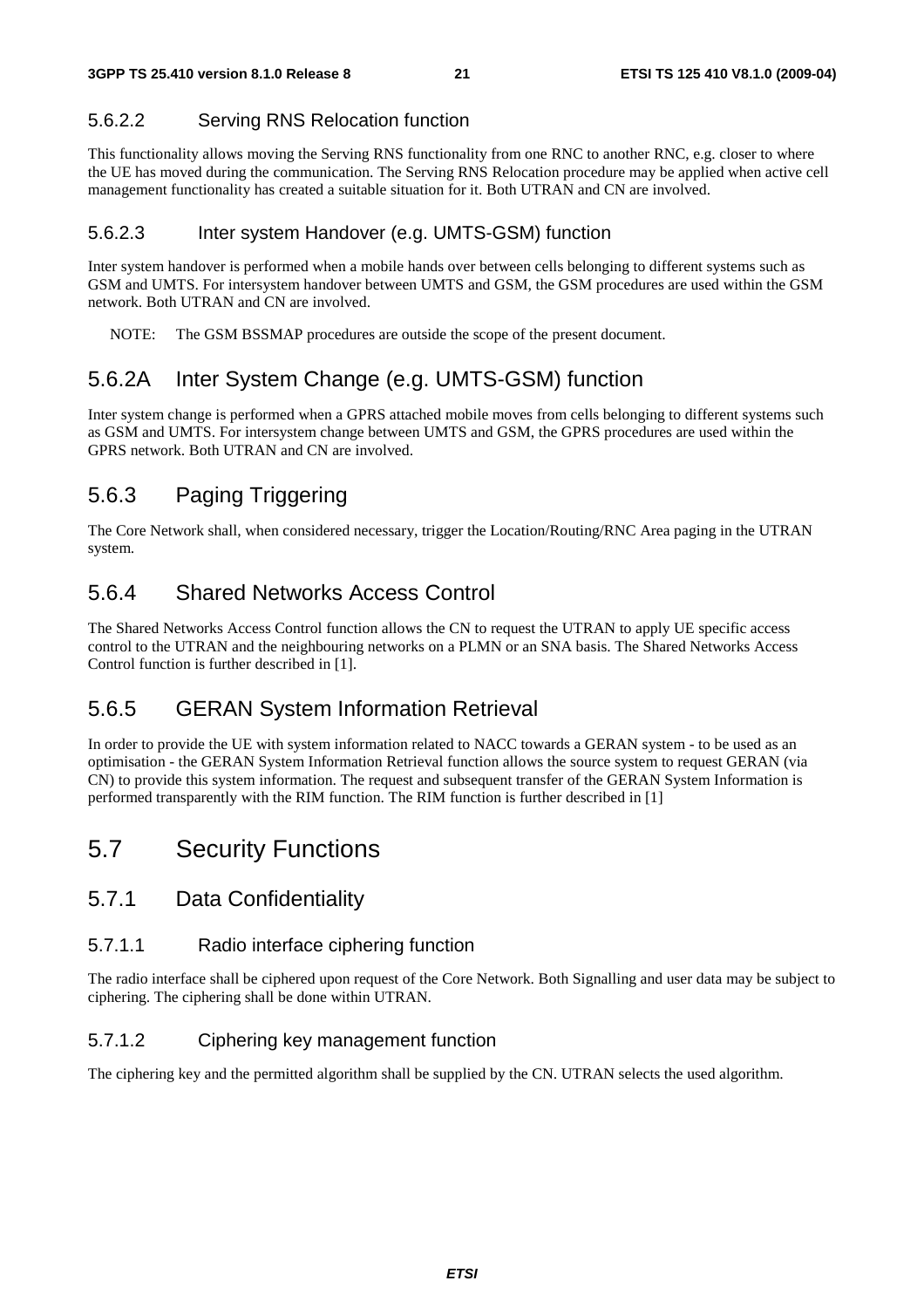#### 5.6.2.2 Serving RNS Relocation function

This functionality allows moving the Serving RNS functionality from one RNC to another RNC, e.g. closer to where the UE has moved during the communication. The Serving RNS Relocation procedure may be applied when active cell management functionality has created a suitable situation for it. Both UTRAN and CN are involved.

#### 5.6.2.3 Inter system Handover (e.g. UMTS-GSM) function

Inter system handover is performed when a mobile hands over between cells belonging to different systems such as GSM and UMTS. For intersystem handover between UMTS and GSM, the GSM procedures are used within the GSM network. Both UTRAN and CN are involved.

NOTE: The GSM BSSMAP procedures are outside the scope of the present document.

### 5.6.2A Inter System Change (e.g. UMTS-GSM) function

Inter system change is performed when a GPRS attached mobile moves from cells belonging to different systems such as GSM and UMTS. For intersystem change between UMTS and GSM, the GPRS procedures are used within the GPRS network. Both UTRAN and CN are involved.

### 5.6.3 Paging Triggering

The Core Network shall, when considered necessary, trigger the Location/Routing/RNC Area paging in the UTRAN system.

### 5.6.4 Shared Networks Access Control

The Shared Networks Access Control function allows the CN to request the UTRAN to apply UE specific access control to the UTRAN and the neighbouring networks on a PLMN or an SNA basis. The Shared Networks Access Control function is further described in [1].

### 5.6.5 GERAN System Information Retrieval

In order to provide the UE with system information related to NACC towards a GERAN system - to be used as an optimisation - the GERAN System Information Retrieval function allows the source system to request GERAN (via CN) to provide this system information. The request and subsequent transfer of the GERAN System Information is performed transparently with the RIM function. The RIM function is further described in [1]

## 5.7 Security Functions

### 5.7.1 Data Confidentiality

#### 5.7.1.1 Radio interface ciphering function

The radio interface shall be ciphered upon request of the Core Network. Both Signalling and user data may be subject to ciphering. The ciphering shall be done within UTRAN.

#### 5.7.1.2 Ciphering key management function

The ciphering key and the permitted algorithm shall be supplied by the CN. UTRAN selects the used algorithm.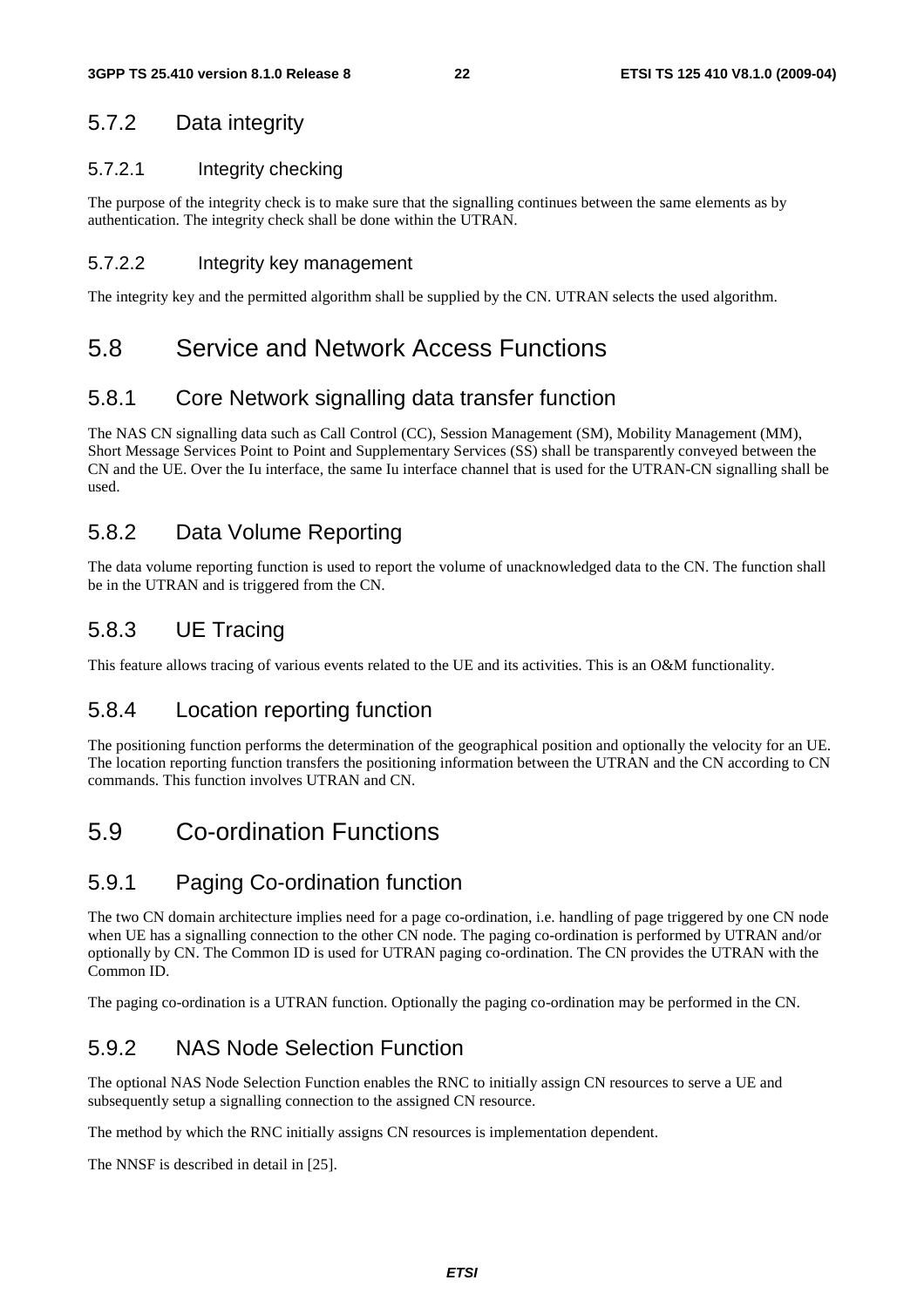### 5.7.2 Data integrity

#### 5.7.2.1 Integrity checking

The purpose of the integrity check is to make sure that the signalling continues between the same elements as by authentication. The integrity check shall be done within the UTRAN.

#### 5.7.2.2 Integrity key management

The integrity key and the permitted algorithm shall be supplied by the CN. UTRAN selects the used algorithm.

## 5.8 Service and Network Access Functions

### 5.8.1 Core Network signalling data transfer function

The NAS CN signalling data such as Call Control (CC), Session Management (SM), Mobility Management (MM), Short Message Services Point to Point and Supplementary Services (SS) shall be transparently conveyed between the CN and the UE. Over the Iu interface, the same Iu interface channel that is used for the UTRAN-CN signalling shall be used.

### 5.8.2 Data Volume Reporting

The data volume reporting function is used to report the volume of unacknowledged data to the CN. The function shall be in the UTRAN and is triggered from the CN.

### 5.8.3 UE Tracing

This feature allows tracing of various events related to the UE and its activities. This is an O&M functionality.

### 5.8.4 Location reporting function

The positioning function performs the determination of the geographical position and optionally the velocity for an UE. The location reporting function transfers the positioning information between the UTRAN and the CN according to CN commands. This function involves UTRAN and CN.

## 5.9 Co-ordination Functions

### 5.9.1 Paging Co-ordination function

The two CN domain architecture implies need for a page co-ordination, i.e. handling of page triggered by one CN node when UE has a signalling connection to the other CN node. The paging co-ordination is performed by UTRAN and/or optionally by CN. The Common ID is used for UTRAN paging co-ordination. The CN provides the UTRAN with the Common ID.

The paging co-ordination is a UTRAN function. Optionally the paging co-ordination may be performed in the CN.

### 5.9.2 NAS Node Selection Function

The optional NAS Node Selection Function enables the RNC to initially assign CN resources to serve a UE and subsequently setup a signalling connection to the assigned CN resource.

The method by which the RNC initially assigns CN resources is implementation dependent.

The NNSF is described in detail in [25].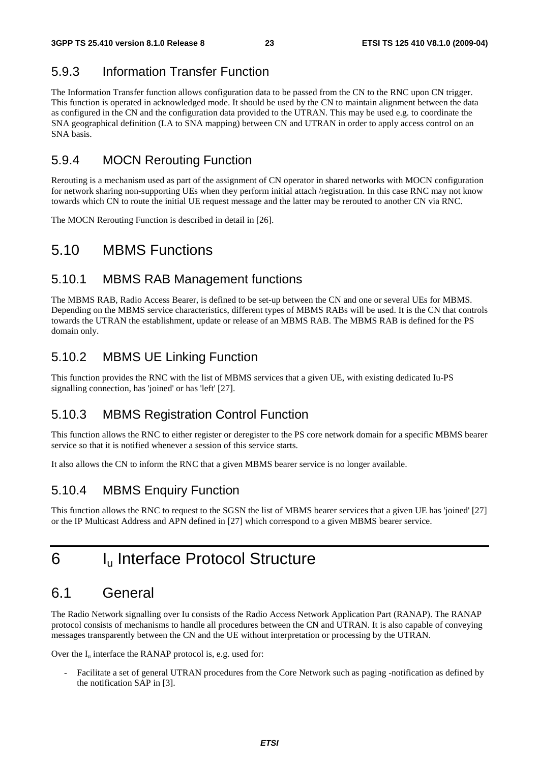### 5.9.3 Information Transfer Function

The Information Transfer function allows configuration data to be passed from the CN to the RNC upon CN trigger. This function is operated in acknowledged mode. It should be used by the CN to maintain alignment between the data as configured in the CN and the configuration data provided to the UTRAN. This may be used e.g. to coordinate the SNA geographical definition (LA to SNA mapping) between CN and UTRAN in order to apply access control on an SNA basis.

### 5.9.4 MOCN Rerouting Function

Rerouting is a mechanism used as part of the assignment of CN operator in shared networks with MOCN configuration for network sharing non-supporting UEs when they perform initial attach /registration. In this case RNC may not know towards which CN to route the initial UE request message and the latter may be rerouted to another CN via RNC.

The MOCN Rerouting Function is described in detail in [26].

## 5.10 MBMS Functions

### 5.10.1 MBMS RAB Management functions

The MBMS RAB, Radio Access Bearer, is defined to be set-up between the CN and one or several UEs for MBMS. Depending on the MBMS service characteristics, different types of MBMS RABs will be used. It is the CN that controls towards the UTRAN the establishment, update or release of an MBMS RAB. The MBMS RAB is defined for the PS domain only.

### 5.10.2 MBMS UE Linking Function

This function provides the RNC with the list of MBMS services that a given UE, with existing dedicated Iu-PS signalling connection, has 'joined' or has 'left' [27].

### 5.10.3 MBMS Registration Control Function

This function allows the RNC to either register or deregister to the PS core network domain for a specific MBMS bearer service so that it is notified whenever a session of this service starts.

It also allows the CN to inform the RNC that a given MBMS bearer service is no longer available.

### 5.10.4 MBMS Enquiry Function

This function allows the RNC to request to the SGSN the list of MBMS bearer services that a given UE has 'joined' [27] or the IP Multicast Address and APN defined in [27] which correspond to a given MBMS bearer service.

# 6 $I_u$ Interface Protocol Structure

## 6.1 General

The Radio Network signalling over Iu consists of the Radio Access Network Application Part (RANAP). The RANAP protocol consists of mechanisms to handle all procedures between the CN and UTRAN. It is also capable of conveying messages transparently between the CN and the UE without interpretation or processing by the UTRAN.

Over the $I_u$ interface the RANAP protocol is, e.g. used for:

- Facilitate a set of general UTRAN procedures from the Core Network such as paging -notification as defined by the notification SAP in [3].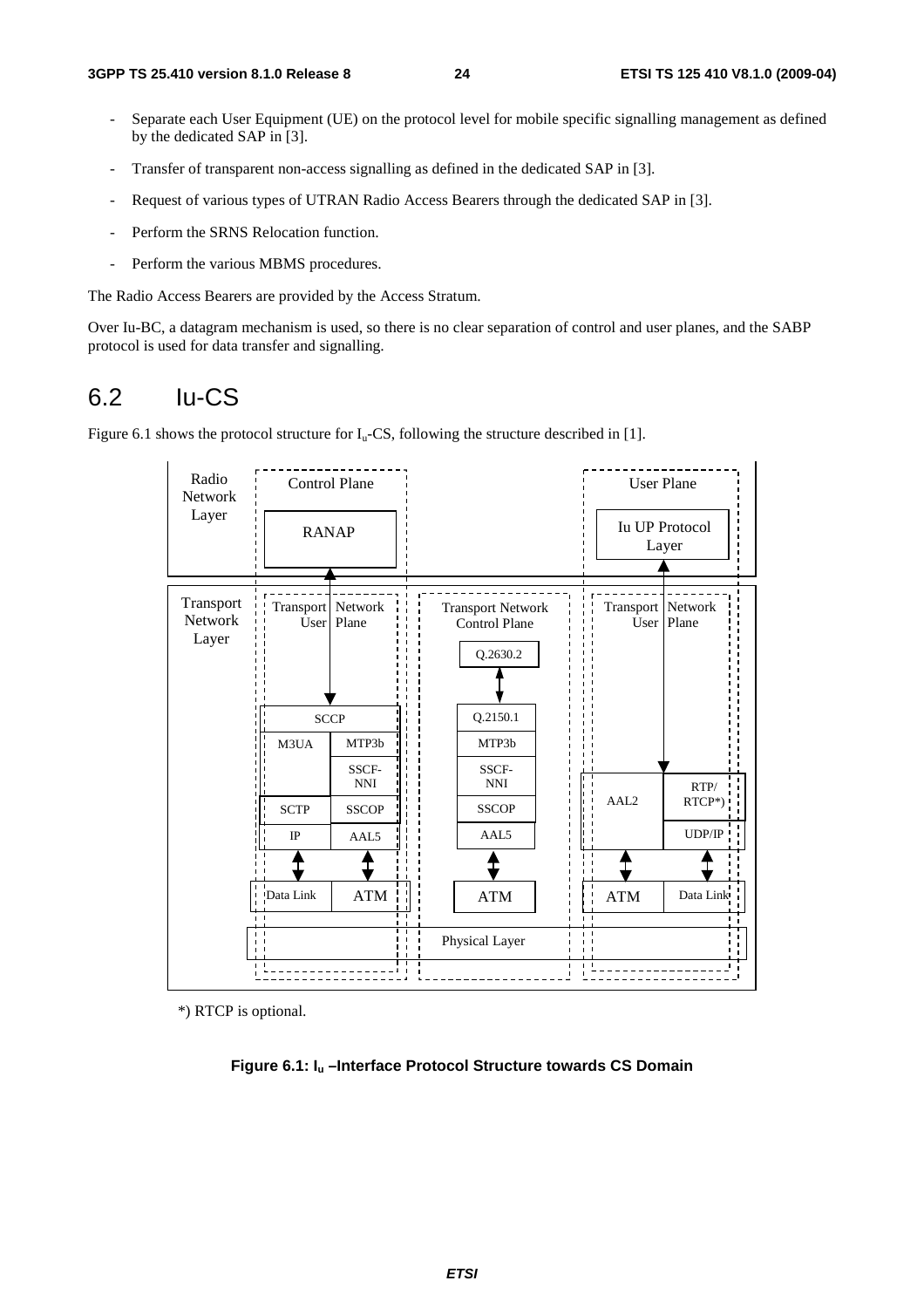- Separate each User Equipment (UE) on the protocol level for mobile specific signalling management as defined by the dedicated SAP in [3].
- Transfer of transparent non-access signalling as defined in the dedicated SAP in [3].
- Request of various types of UTRAN Radio Access Bearers through the dedicated SAP in [3].
- Perform the SRNS Relocation function.
- Perform the various MBMS procedures.

The Radio Access Bearers are provided by the Access Stratum.

Over Iu-BC, a datagram mechanism is used, so there is no clear separation of control and user planes, and the SABP protocol is used for data transfer and signalling.

# 6.2 Iu-CS

Figure 6.1 shows the protocol structure for $I_u$-CS, following the structure described in [1].

*) RTCP is optional.

**Figure 6.1: $I_u$ –Interface Protocol Structure towards CS Domain**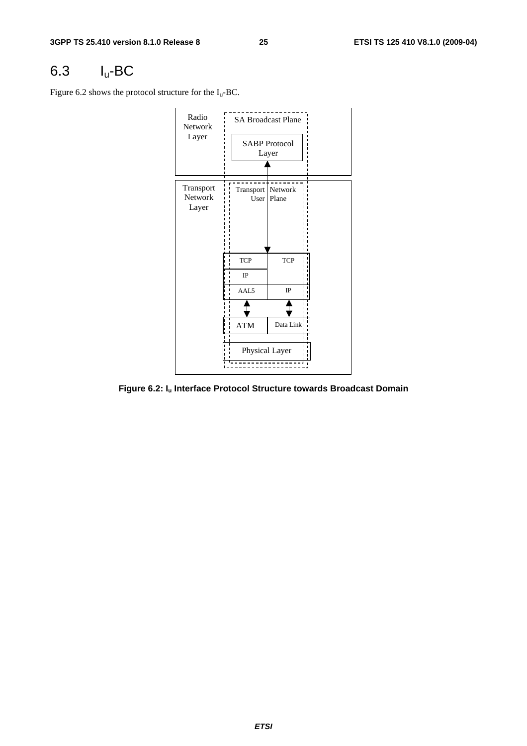## 6.3 $I_u$-BC

Figure 6.2 shows the protocol structure for the $I_u$-BC.

Radio Network Layer

SA Broadcast Plane

SABP Protocol Layer

Transport Network Layer

Transport Network User Plane

| TCP | TCP |
|---|---|
| IP | |
| AAL5 | IP |
| ATM | Data Link |
| Physical Layer | |

**Figure 6.2: $I_u$ Interface Protocol Structure towards Broadcast Domain**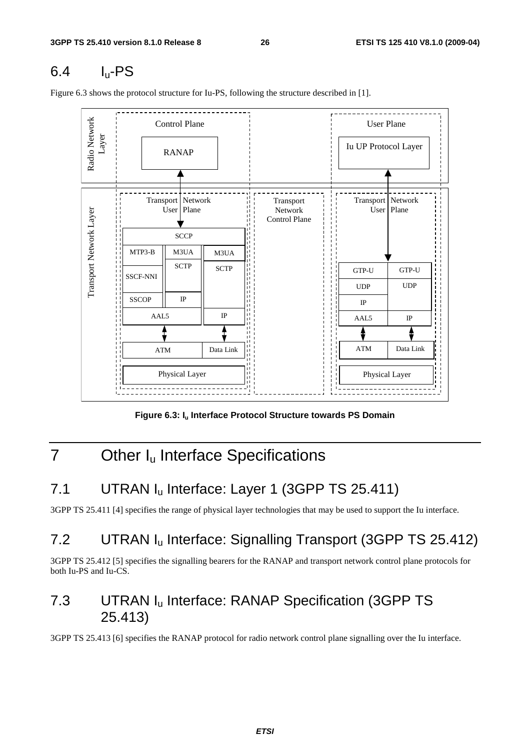## 6.4 $I_u$-PS

Figure 6.3 shows the protocol structure for Iu-PS, following the structure described in [1].

**Figure 6.3: $I_u$ Interface Protocol Structure towards PS Domain**

# 7 Other $I_u$ Interface Specifications

## 7.1 UTRAN $I_u$ Interface: Layer 1 (3GPP TS 25.411)

3GPP TS 25.411 [4] specifies the range of physical layer technologies that may be used to support the Iu interface.

## 7.2 UTRAN $I_u$ Interface: Signalling Transport (3GPP TS 25.412)

3GPP TS 25.412 [5] specifies the signalling bearers for the RANAP and transport network control plane protocols for both Iu-PS and Iu-CS.

## 7.3 UTRAN $I_u$ Interface: RANAP Specification (3GPP TS 25.413)

3GPP TS 25.413 [6] specifies the RANAP protocol for radio network control plane signalling over the Iu interface.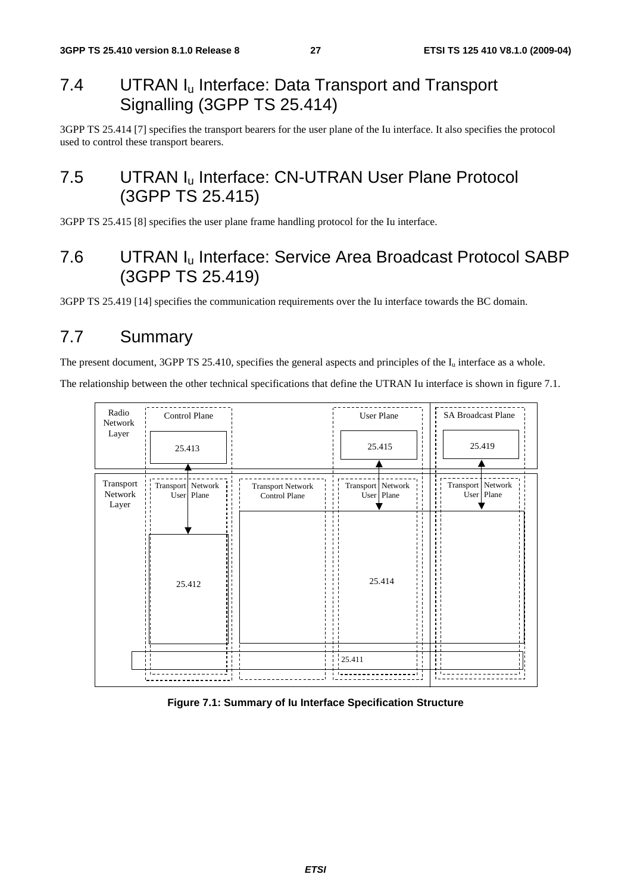## 7.4 UTRAN $I_u$ Interface: Data Transport and Transport Signalling (3GPP TS 25.414)

3GPP TS 25.414 [7] specifies the transport bearers for the user plane of the Iu interface. It also specifies the protocol used to control these transport bearers.

## 7.5 UTRAN $I_u$ Interface: CN-UTRAN User Plane Protocol (3GPP TS 25.415)

3GPP TS 25.415 [8] specifies the user plane frame handling protocol for the Iu interface.

## 7.6 UTRAN $I_u$ Interface: Service Area Broadcast Protocol SABP (3GPP TS 25.419)

3GPP TS 25.419 [14] specifies the communication requirements over the Iu interface towards the BC domain.

## 7.7 Summary

The present document, 3GPP TS 25.410, specifies the general aspects and principles of the $I_u$ interface as a whole.

The relationship between the other technical specifications that define the UTRAN Iu interface is shown in figure 7.1.

Radio Network Layer | Control Plane | 25.413 | User Plane | 25.415 | SA Broadcast Plane | 25.419

Transport Network Layer | Transport Network User Plane | 25.412 | Transport Network Control Plane | Transport Network User Plane | 25.414 | Transport Network User Plane | 25.411

**Figure 7.1: Summary of Iu Interface Specification Structure**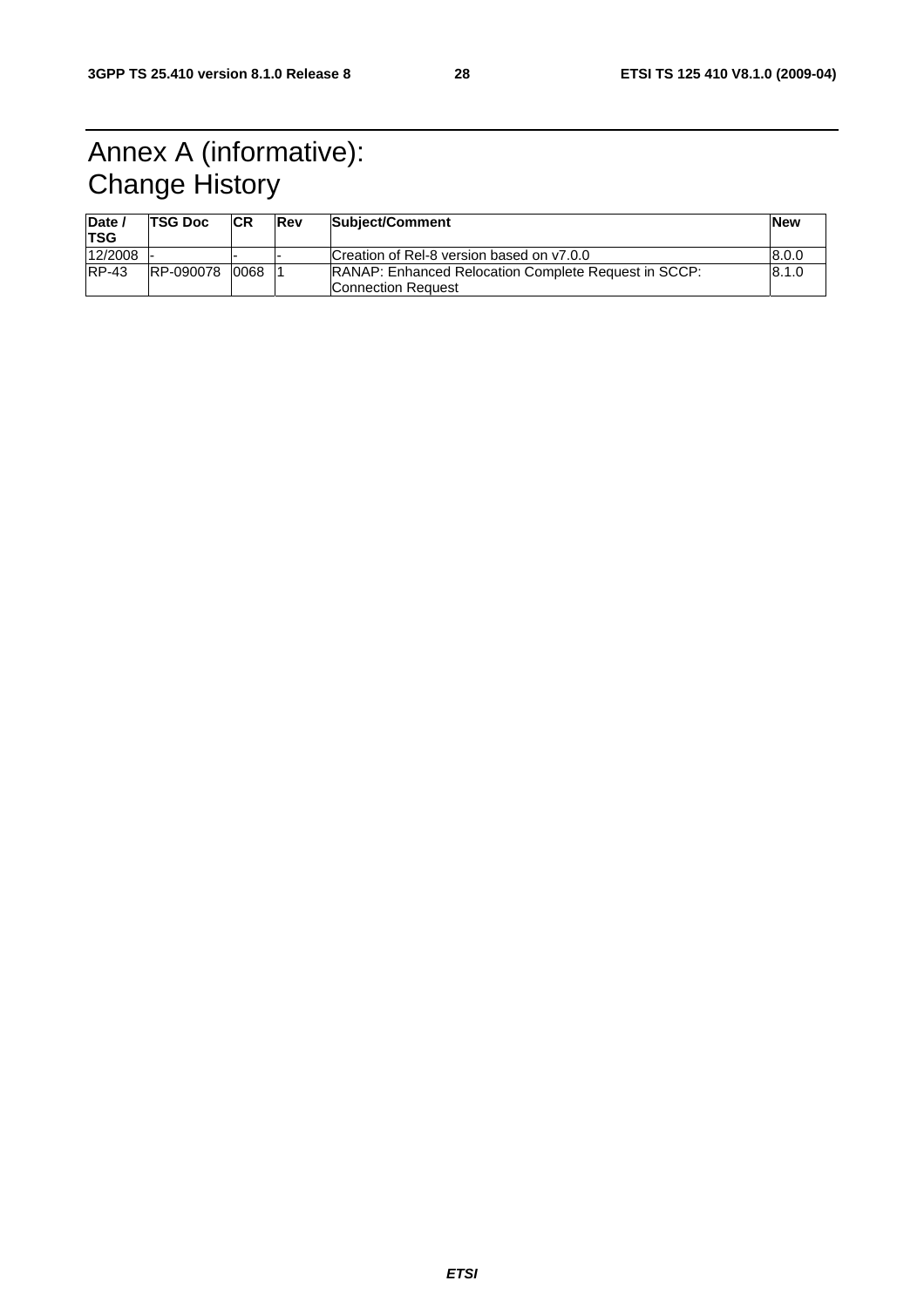# Annex A (informative): Change History

| Date / TSG | TSG Doc | CR | Rev | Subject/Comment | New |
|---|---|---|---|---|---|
| 12/2008 | - | - | - | Creation of Rel-8 version based on v7.0.0 | 8.0.0 |
| RP-43 | RP-090078 | 0068 | 1 | RANAP: Enhanced Relocation Complete Request in SCCP: Connection Request | 8.1.0 |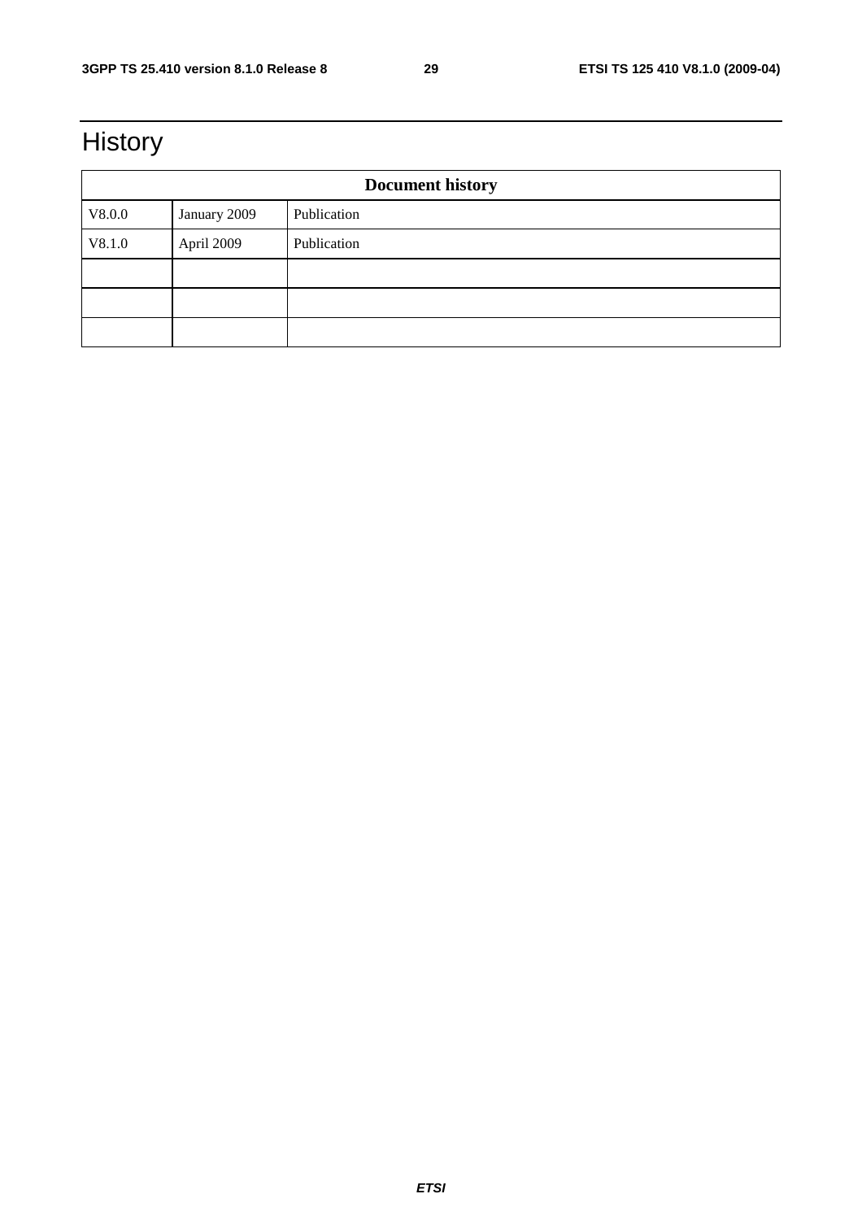# History

| Document history | | |
|---|---|---|
| V8.0.0 | January 2009 | Publication |
| V8.1.0 | April 2009 | Publication |
| | | |
| | | |
| | | |